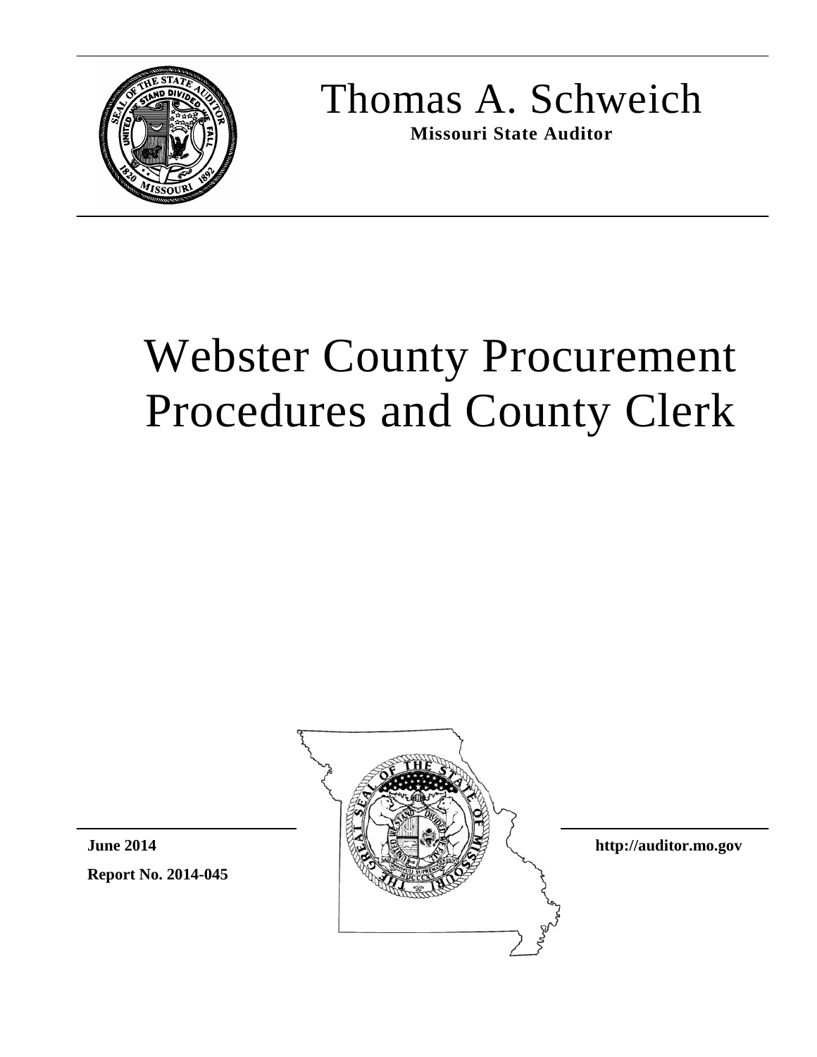# Thomas A. Schweich

**Missouri State Auditor**

# Webster County Procurement Procedures and County Clerk

**June 2014**

**Report No. 2014-045**

**http://auditor.mo.gov**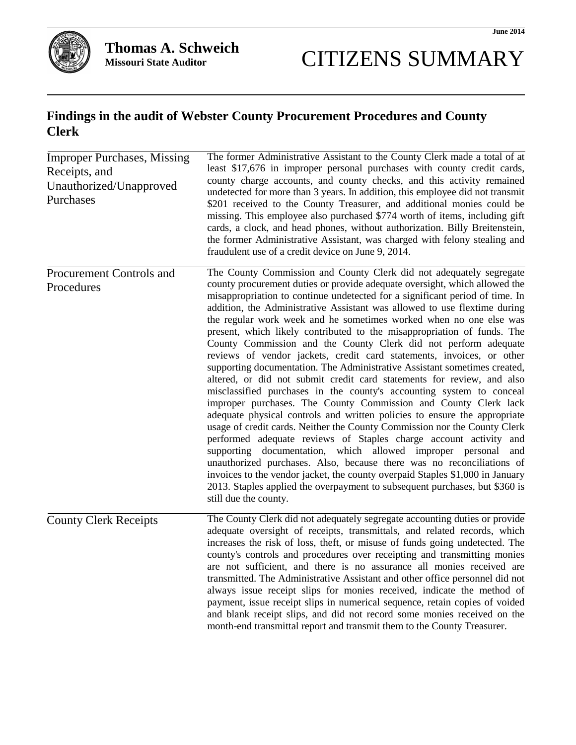June 2014

**Thomas A. Schweich**
**Missouri State Auditor**

# CITIZENS SUMMARY

## Findings in the audit of Webster County Procurement Procedures and County Clerk

| | |
|---|---|
| Improper Purchases, Missing Receipts, and Unauthorized/Unapproved Purchases | The former Administrative Assistant to the County Clerk made a total of at least $17,676 in improper personal purchases with county credit cards, county charge accounts, and county checks, and this activity remained undetected for more than 3 years. In addition, this employee did not transmit $201 received to the County Treasurer, and additional monies could be missing. This employee also purchased $774 worth of items, including gift cards, a clock, and head phones, without authorization. Billy Breitenstein, the former Administrative Assistant, was charged with felony stealing and fraudulent use of a credit device on June 9, 2014. |
| Procurement Controls and Procedures | The County Commission and County Clerk did not adequately segregate county procurement duties or provide adequate oversight, which allowed the misappropriation to continue undetected for a significant period of time. In addition, the Administrative Assistant was allowed to use flextime during the regular work week and he sometimes worked when no one else was present, which likely contributed to the misappropriation of funds. The County Commission and the County Clerk did not perform adequate reviews of vendor jackets, credit card statements, invoices, or other supporting documentation. The Administrative Assistant sometimes created, altered, or did not submit credit card statements for review, and also misclassified purchases in the county's accounting system to conceal improper purchases. The County Commission and County Clerk lack adequate physical controls and written policies to ensure the appropriate usage of credit cards. Neither the County Commission nor the County Clerk performed adequate reviews of Staples charge account activity and supporting documentation, which allowed improper personal and unauthorized purchases. Also, because there was no reconciliations of invoices to the vendor jacket, the county overpaid Staples $1,000 in January 2013. Staples applied the overpayment to subsequent purchases, but $360 is still due the county. |
| County Clerk Receipts | The County Clerk did not adequately segregate accounting duties or provide adequate oversight of receipts, transmittals, and related records, which increases the risk of loss, theft, or misuse of funds going undetected. The county's controls and procedures over receipting and transmitting monies are not sufficient, and there is no assurance all monies received are transmitted. The Administrative Assistant and other office personnel did not always issue receipt slips for monies received, indicate the method of payment, issue receipt slips in numerical sequence, retain copies of voided and blank receipt slips, and did not record some monies received on the month-end transmittal report and transmit them to the County Treasurer. |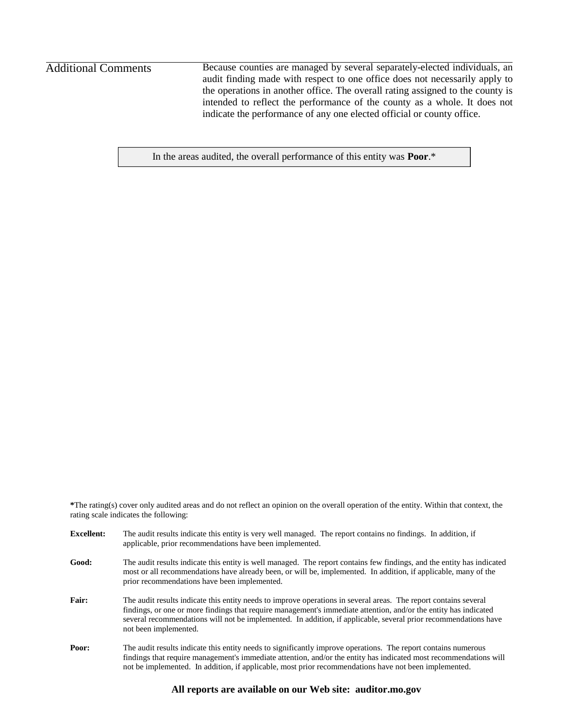## Additional Comments

Because counties are managed by several separately-elected individuals, an audit finding made with respect to one office does not necessarily apply to the operations in another office. The overall rating assigned to the county is intended to reflect the performance of the county as a whole. It does not indicate the performance of any one elected official or county office.

In the areas audited, the overall performance of this entity was **Poor**.*

*The rating(s) cover only audited areas and do not reflect an opinion on the overall operation of the entity. Within that context, the rating scale indicates the following:

**Excellent:** The audit results indicate this entity is very well managed. The report contains no findings. In addition, if applicable, prior recommendations have been implemented.

**Good:** The audit results indicate this entity is well managed. The report contains few findings, and the entity has indicated most or all recommendations have already been, or will be, implemented. In addition, if applicable, many of the prior recommendations have been implemented.

**Fair:** The audit results indicate this entity needs to improve operations in several areas. The report contains several findings, or one or more findings that require management's immediate attention, and/or the entity has indicated several recommendations will not be implemented. In addition, if applicable, several prior recommendations have not been implemented.

**Poor:** The audit results indicate this entity needs to significantly improve operations. The report contains numerous findings that require management's immediate attention, and/or the entity has indicated most recommendations will not be implemented. In addition, if applicable, most prior recommendations have not been implemented.

**All reports are available on our Web site: auditor.mo.gov**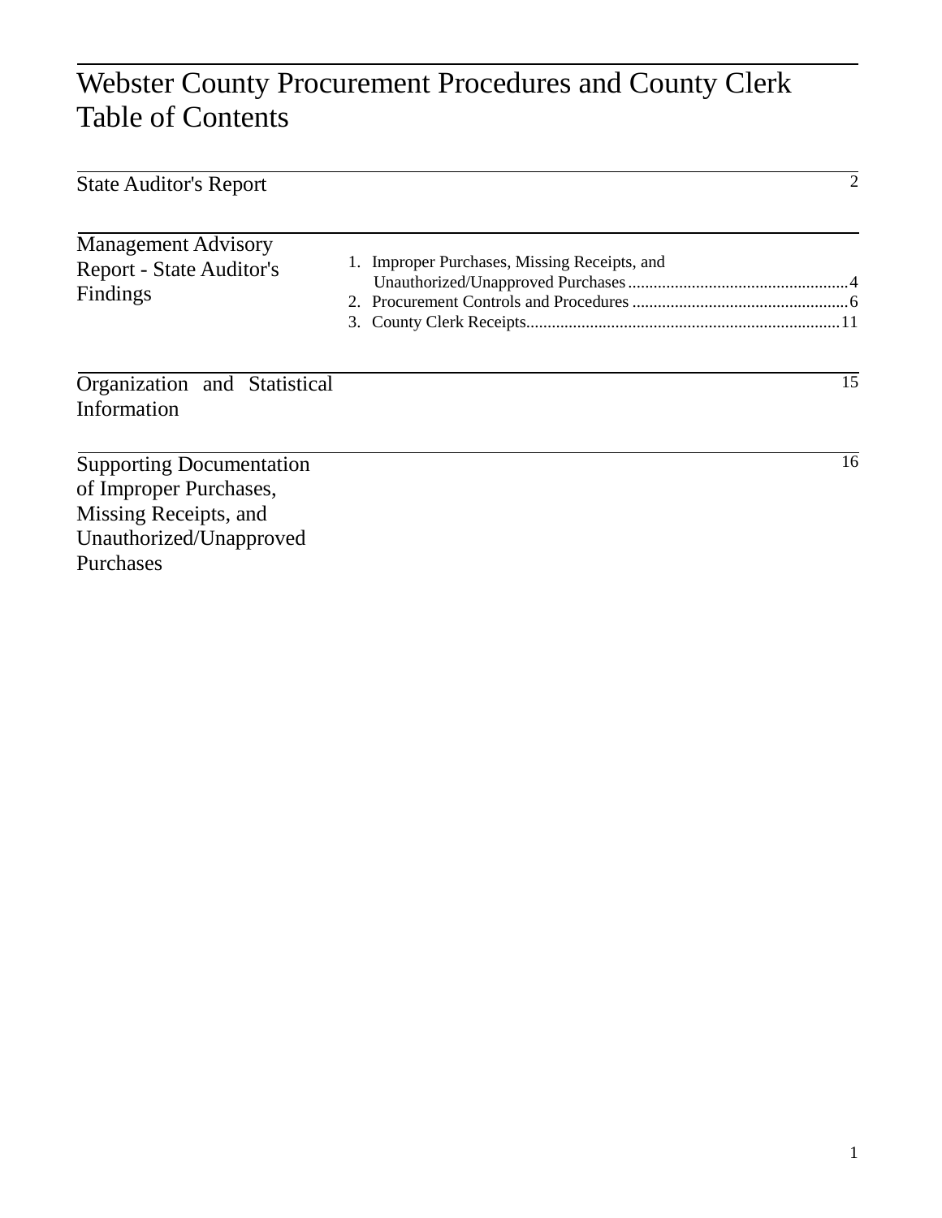# Webster County Procurement Procedures and County Clerk
## Table of Contents

| Section | Contents | Page |
| --- | --- | --- |
| State Auditor's Report | | 2 |
| Management Advisory Report - State Auditor's Findings | 1. Improper Purchases, Missing Receipts, and Unauthorized/Unapproved Purchases | 4 |
| | 2. Procurement Controls and Procedures | 6 |
| | 3. County Clerk Receipts | 11 |
| Organization and Statistical Information | | 15 |
| Supporting Documentation of Improper Purchases, Missing Receipts, and Unauthorized/Unapproved Purchases | | 16 |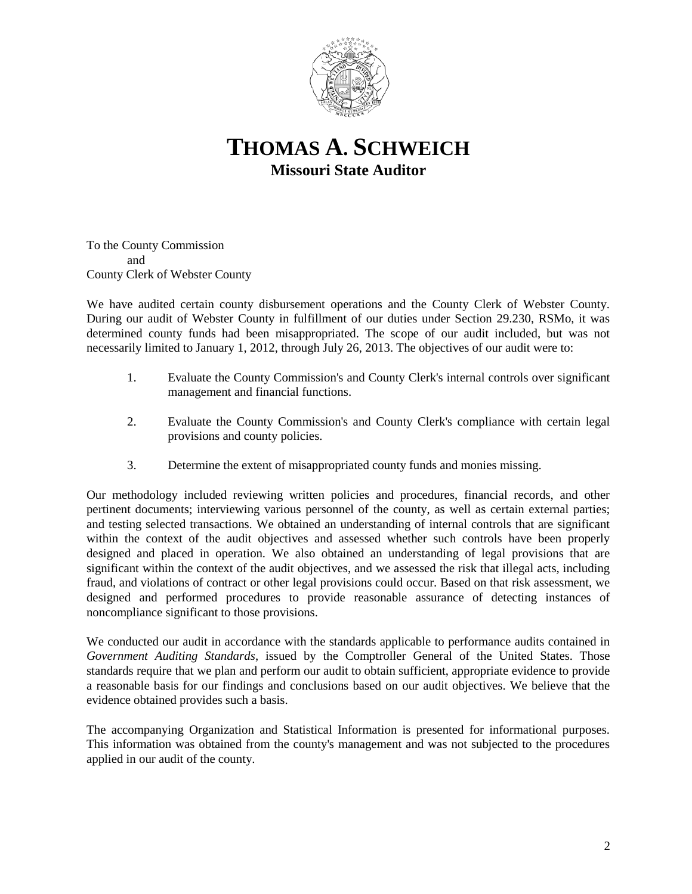# THOMAS A. SCHWEICH

**Missouri State Auditor**

To the County Commission
and
County Clerk of Webster County

We have audited certain county disbursement operations and the County Clerk of Webster County. During our audit of Webster County in fulfillment of our duties under Section 29.230, RSMo, it was determined county funds had been misappropriated. The scope of our audit included, but was not necessarily limited to January 1, 2012, through July 26, 2013. The objectives of our audit were to:

1. Evaluate the County Commission's and County Clerk's internal controls over significant management and financial functions.

2. Evaluate the County Commission's and County Clerk's compliance with certain legal provisions and county policies.

3. Determine the extent of misappropriated county funds and monies missing.

Our methodology included reviewing written policies and procedures, financial records, and other pertinent documents; interviewing various personnel of the county, as well as certain external parties; and testing selected transactions. We obtained an understanding of internal controls that are significant within the context of the audit objectives and assessed whether such controls have been properly designed and placed in operation. We also obtained an understanding of legal provisions that are significant within the context of the audit objectives, and we assessed the risk that illegal acts, including fraud, and violations of contract or other legal provisions could occur. Based on that risk assessment, we designed and performed procedures to provide reasonable assurance of detecting instances of noncompliance significant to those provisions.

We conducted our audit in accordance with the standards applicable to performance audits contained in *Government Auditing Standards*, issued by the Comptroller General of the United States. Those standards require that we plan and perform our audit to obtain sufficient, appropriate evidence to provide a reasonable basis for our findings and conclusions based on our audit objectives. We believe that the evidence obtained provides such a basis.

The accompanying Organization and Statistical Information is presented for informational purposes. This information was obtained from the county's management and was not subjected to the procedures applied in our audit of the county.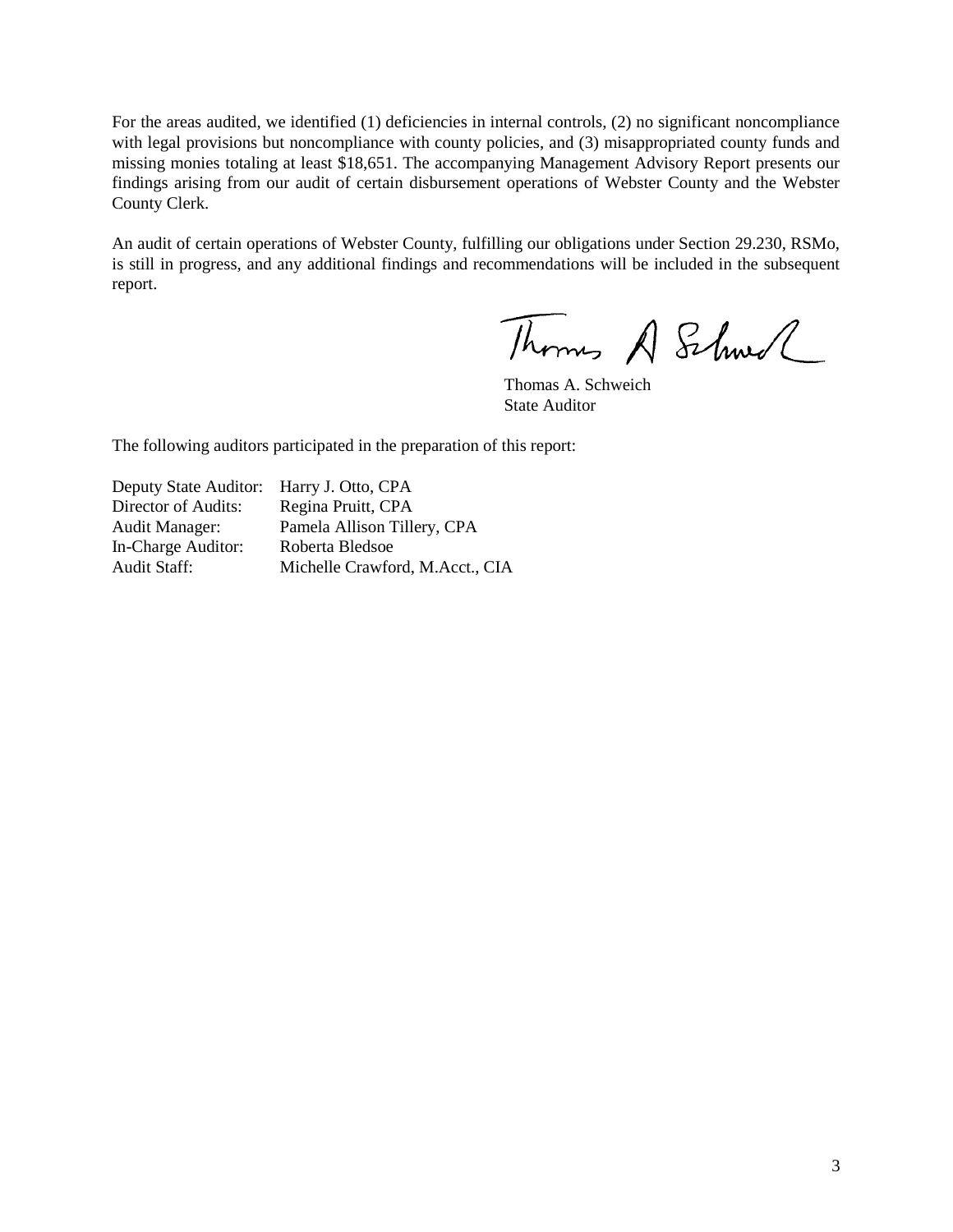For the areas audited, we identified (1) deficiencies in internal controls, (2) no significant noncompliance with legal provisions but noncompliance with county policies, and (3) misappropriated county funds and missing monies totaling at least $18,651. The accompanying Management Advisory Report presents our findings arising from our audit of certain disbursement operations of Webster County and the Webster County Clerk.

An audit of certain operations of Webster County, fulfilling our obligations under Section 29.230, RSMo, is still in progress, and any additional findings and recommendations will be included in the subsequent report.

Thomas A. Schweich
State Auditor

The following auditors participated in the preparation of this report:

| | |
|---|---|
| Deputy State Auditor: | Harry J. Otto, CPA |
| Director of Audits: | Regina Pruitt, CPA |
| Audit Manager: | Pamela Allison Tillery, CPA |
| In-Charge Auditor: | Roberta Bledsoe |
| Audit Staff: | Michelle Crawford, M.Acct., CIA |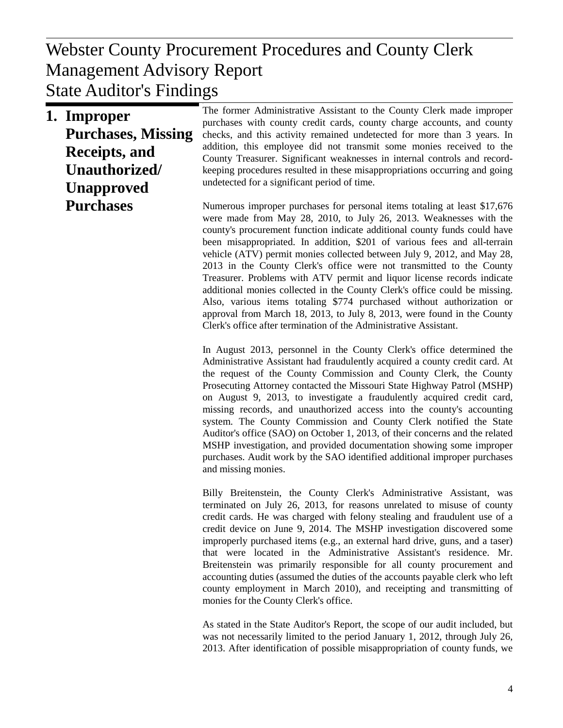# Webster County Procurement Procedures and County Clerk Management Advisory Report
## State Auditor's Findings

### 1. Improper Purchases, Missing Receipts, and Unauthorized/ Unapproved Purchases

The former Administrative Assistant to the County Clerk made improper purchases with county credit cards, county charge accounts, and county checks, and this activity remained undetected for more than 3 years. In addition, this employee did not transmit some monies received to the County Treasurer. Significant weaknesses in internal controls and record-keeping procedures resulted in these misappropriations occurring and going undetected for a significant period of time.

Numerous improper purchases for personal items totaling at least $17,676 were made from May 28, 2010, to July 26, 2013. Weaknesses with the county's procurement function indicate additional county funds could have been misappropriated. In addition, $201 of various fees and all-terrain vehicle (ATV) permit monies collected between July 9, 2012, and May 28, 2013 in the County Clerk's office were not transmitted to the County Treasurer. Problems with ATV permit and liquor license records indicate additional monies collected in the County Clerk's office could be missing. Also, various items totaling $774 purchased without authorization or approval from March 18, 2013, to July 8, 2013, were found in the County Clerk's office after termination of the Administrative Assistant.

In August 2013, personnel in the County Clerk's office determined the Administrative Assistant had fraudulently acquired a county credit card. At the request of the County Commission and County Clerk, the County Prosecuting Attorney contacted the Missouri State Highway Patrol (MSHP) on August 9, 2013, to investigate a fraudulently acquired credit card, missing records, and unauthorized access into the county's accounting system. The County Commission and County Clerk notified the State Auditor's office (SAO) on October 1, 2013, of their concerns and the related MSHP investigation, and provided documentation showing some improper purchases. Audit work by the SAO identified additional improper purchases and missing monies.

Billy Breitenstein, the County Clerk's Administrative Assistant, was terminated on July 26, 2013, for reasons unrelated to misuse of county credit cards. He was charged with felony stealing and fraudulent use of a credit device on June 9, 2014. The MSHP investigation discovered some improperly purchased items (e.g., an external hard drive, guns, and a taser) that were located in the Administrative Assistant's residence. Mr. Breitenstein was primarily responsible for all county procurement and accounting duties (assumed the duties of the accounts payable clerk who left county employment in March 2010), and receipting and transmitting of monies for the County Clerk's office.

As stated in the State Auditor's Report, the scope of our audit included, but was not necessarily limited to the period January 1, 2012, through July 26, 2013. After identification of possible misappropriation of county funds, we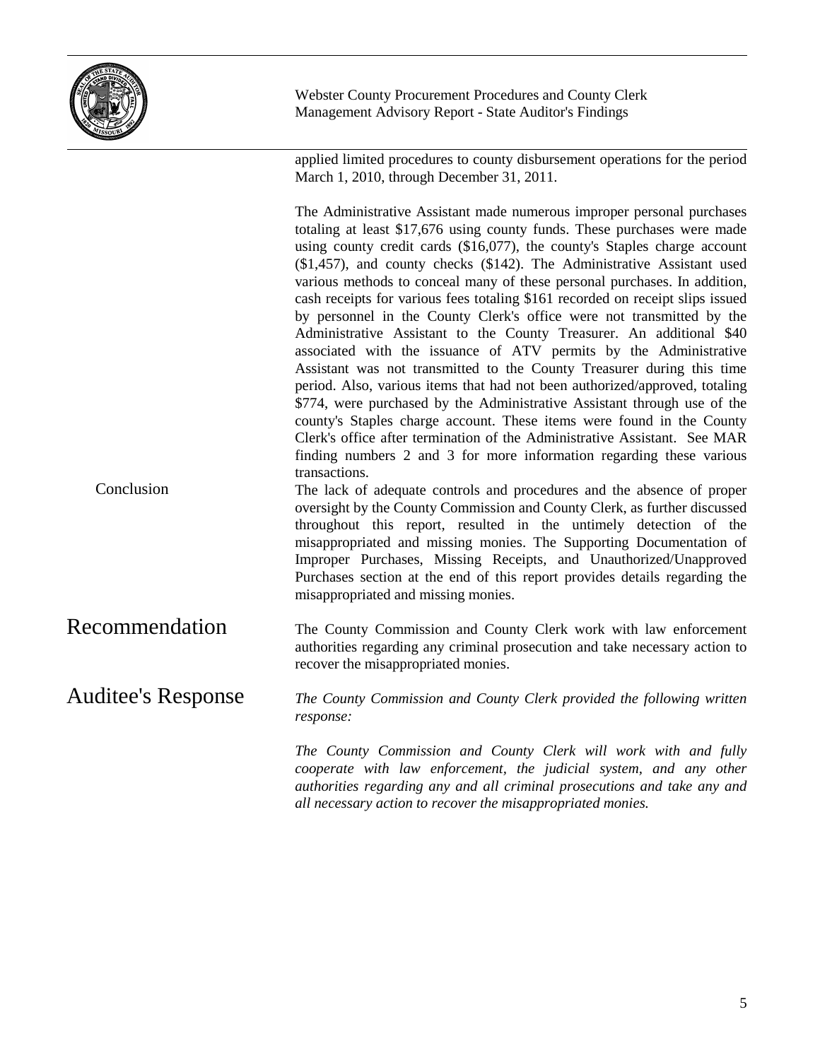applied limited procedures to county disbursement operations for the period March 1, 2010, through December 31, 2011.

The Administrative Assistant made numerous improper personal purchases totaling at least $17,676 using county funds. These purchases were made using county credit cards ($16,077), the county's Staples charge account ($1,457), and county checks ($142). The Administrative Assistant used various methods to conceal many of these personal purchases. In addition, cash receipts for various fees totaling $161 recorded on receipt slips issued by personnel in the County Clerk's office were not transmitted by the Administrative Assistant to the County Treasurer. An additional $40 associated with the issuance of ATV permits by the Administrative Assistant was not transmitted to the County Treasurer during this time period. Also, various items that had not been authorized/approved, totaling $774, were purchased by the Administrative Assistant through use of the county's Staples charge account. These items were found in the County Clerk's office after termination of the Administrative Assistant. See MAR finding numbers 2 and 3 for more information regarding these various transactions.

### Conclusion

The lack of adequate controls and procedures and the absence of proper oversight by the County Commission and County Clerk, as further discussed throughout this report, resulted in the untimely detection of the misappropriated and missing monies. The Supporting Documentation of Improper Purchases, Missing Receipts, and Unauthorized/Unapproved Purchases section at the end of this report provides details regarding the misappropriated and missing monies.

## Recommendation

The County Commission and County Clerk work with law enforcement authorities regarding any criminal prosecution and take necessary action to recover the misappropriated monies.

## Auditee's Response

*The County Commission and County Clerk provided the following written response:*

*The County Commission and County Clerk will work with and fully cooperate with law enforcement, the judicial system, and any other authorities regarding any and all criminal prosecutions and take any and all necessary action to recover the misappropriated monies.*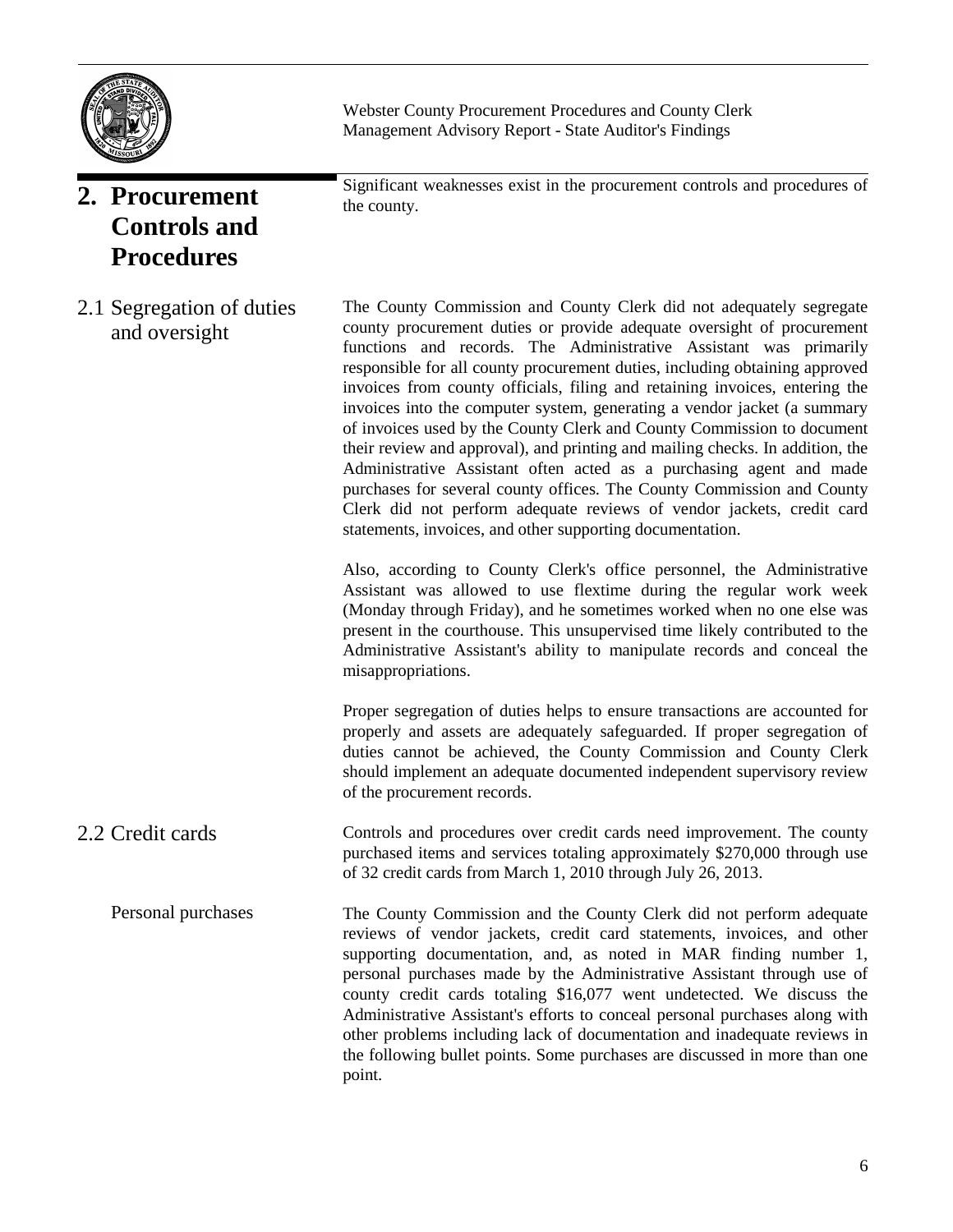## 2. Procurement Controls and Procedures

Significant weaknesses exist in the procurement controls and procedures of the county.

### 2.1 Segregation of duties and oversight

The County Commission and County Clerk did not adequately segregate county procurement duties or provide adequate oversight of procurement functions and records. The Administrative Assistant was primarily responsible for all county procurement duties, including obtaining approved invoices from county officials, filing and retaining invoices, entering the invoices into the computer system, generating a vendor jacket (a summary of invoices used by the County Clerk and County Commission to document their review and approval), and printing and mailing checks. In addition, the Administrative Assistant often acted as a purchasing agent and made purchases for several county offices. The County Commission and County Clerk did not perform adequate reviews of vendor jackets, credit card statements, invoices, and other supporting documentation.

Also, according to County Clerk's office personnel, the Administrative Assistant was allowed to use flextime during the regular work week (Monday through Friday), and he sometimes worked when no one else was present in the courthouse. This unsupervised time likely contributed to the Administrative Assistant's ability to manipulate records and conceal the misappropriations.

Proper segregation of duties helps to ensure transactions are accounted for properly and assets are adequately safeguarded. If proper segregation of duties cannot be achieved, the County Commission and County Clerk should implement an adequate documented independent supervisory review of the procurement records.

### 2.2 Credit cards

Controls and procedures over credit cards need improvement. The county purchased items and services totaling approximately $270,000 through use of 32 credit cards from March 1, 2010 through July 26, 2013.

#### Personal purchases

The County Commission and the County Clerk did not perform adequate reviews of vendor jackets, credit card statements, invoices, and other supporting documentation, and, as noted in MAR finding number 1, personal purchases made by the Administrative Assistant through use of county credit cards totaling $16,077 went undetected. We discuss the Administrative Assistant's efforts to conceal personal purchases along with other problems including lack of documentation and inadequate reviews in the following bullet points. Some purchases are discussed in more than one point.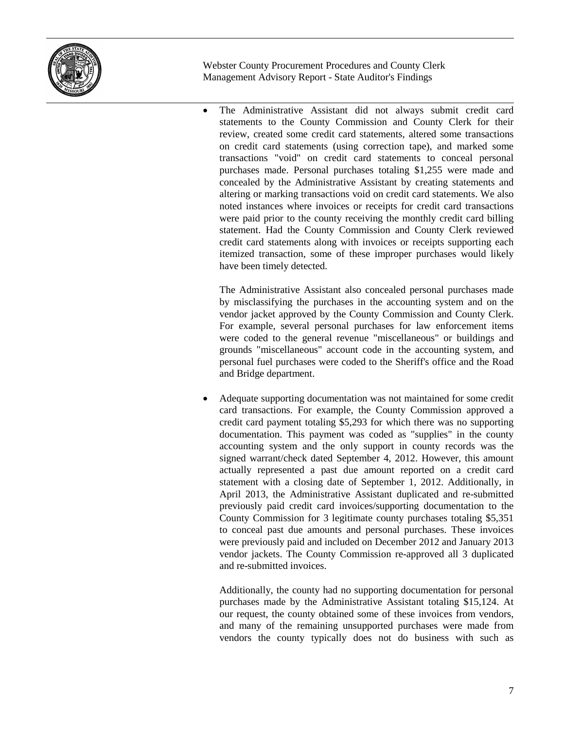- The Administrative Assistant did not always submit credit card statements to the County Commission and County Clerk for their review, created some credit card statements, altered some transactions on credit card statements (using correction tape), and marked some transactions "void" on credit card statements to conceal personal purchases made. Personal purchases totaling $1,255 were made and concealed by the Administrative Assistant by creating statements and altering or marking transactions void on credit card statements. We also noted instances where invoices or receipts for credit card transactions were paid prior to the county receiving the monthly credit card billing statement. Had the County Commission and County Clerk reviewed credit card statements along with invoices or receipts supporting each itemized transaction, some of these improper purchases would likely have been timely detected.

  The Administrative Assistant also concealed personal purchases made by misclassifying the purchases in the accounting system and on the vendor jacket approved by the County Commission and County Clerk. For example, several personal purchases for law enforcement items were coded to the general revenue "miscellaneous" or buildings and grounds "miscellaneous" account code in the accounting system, and personal fuel purchases were coded to the Sheriff's office and the Road and Bridge department.

- Adequate supporting documentation was not maintained for some credit card transactions. For example, the County Commission approved a credit card payment totaling $5,293 for which there was no supporting documentation. This payment was coded as "supplies" in the county accounting system and the only support in county records was the signed warrant/check dated September 4, 2012. However, this amount actually represented a past due amount reported on a credit card statement with a closing date of September 1, 2012. Additionally, in April 2013, the Administrative Assistant duplicated and re-submitted previously paid credit card invoices/supporting documentation to the County Commission for 3 legitimate county purchases totaling $5,351 to conceal past due amounts and personal purchases. These invoices were previously paid and included on December 2012 and January 2013 vendor jackets. The County Commission re-approved all 3 duplicated and re-submitted invoices.

  Additionally, the county had no supporting documentation for personal purchases made by the Administrative Assistant totaling $15,124. At our request, the county obtained some of these invoices from vendors, and many of the remaining unsupported purchases were made from vendors the county typically does not do business with such as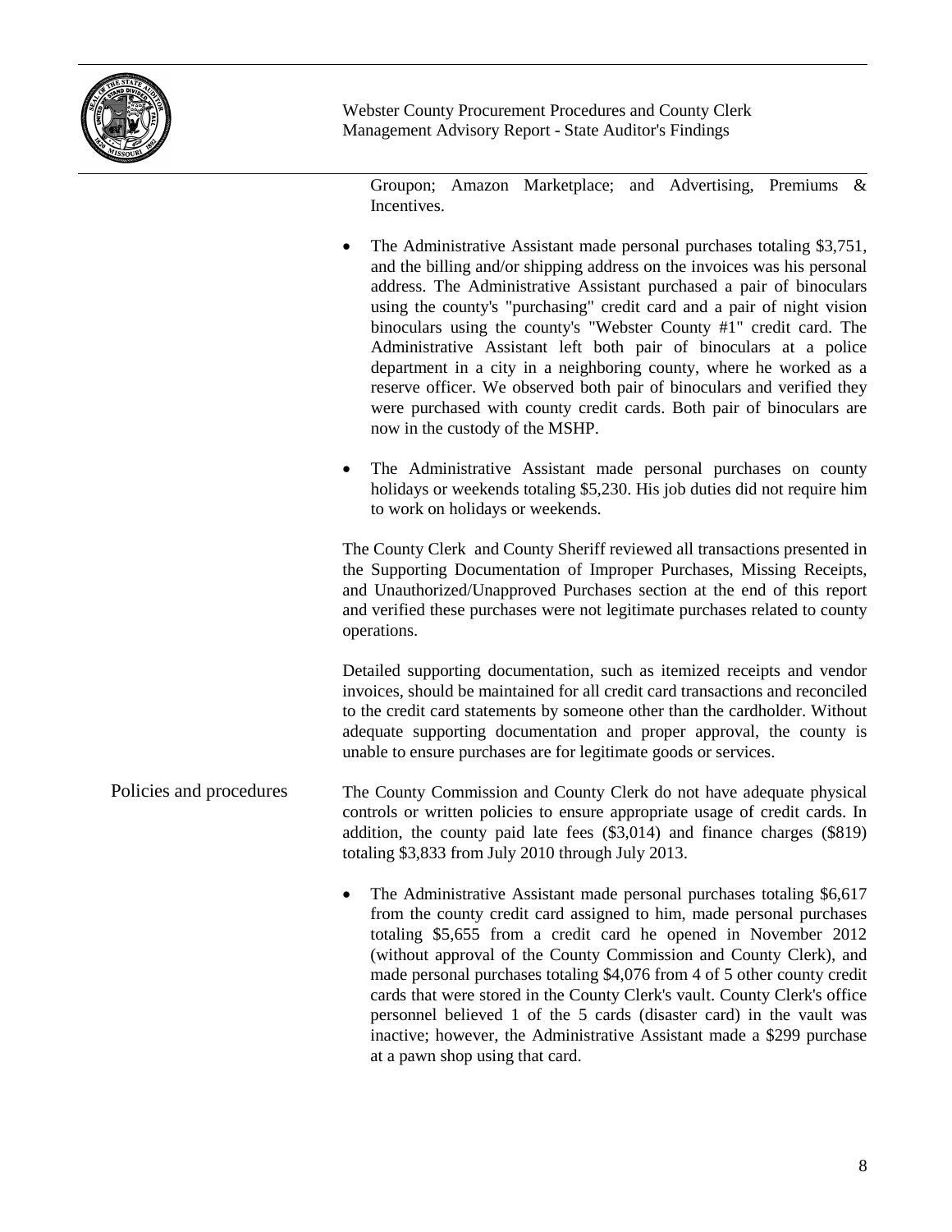Groupon; Amazon Marketplace; and Advertising, Premiums & Incentives.

- The Administrative Assistant made personal purchases totaling $3,751, and the billing and/or shipping address on the invoices was his personal address. The Administrative Assistant purchased a pair of binoculars using the county's "purchasing" credit card and a pair of night vision binoculars using the county's "Webster County #1" credit card. The Administrative Assistant left both pair of binoculars at a police department in a city in a neighboring county, where he worked as a reserve officer. We observed both pair of binoculars and verified they were purchased with county credit cards. Both pair of binoculars are now in the custody of the MSHP.

- The Administrative Assistant made personal purchases on county holidays or weekends totaling $5,230. His job duties did not require him to work on holidays or weekends.

The County Clerk and County Sheriff reviewed all transactions presented in the Supporting Documentation of Improper Purchases, Missing Receipts, and Unauthorized/Unapproved Purchases section at the end of this report and verified these purchases were not legitimate purchases related to county operations.

Detailed supporting documentation, such as itemized receipts and vendor invoices, should be maintained for all credit card transactions and reconciled to the credit card statements by someone other than the cardholder. Without adequate supporting documentation and proper approval, the county is unable to ensure purchases are for legitimate goods or services.

### Policies and procedures

The County Commission and County Clerk do not have adequate physical controls or written policies to ensure appropriate usage of credit cards. In addition, the county paid late fees ($3,014) and finance charges ($819) totaling $3,833 from July 2010 through July 2013.

- The Administrative Assistant made personal purchases totaling $6,617 from the county credit card assigned to him, made personal purchases totaling $5,655 from a credit card he opened in November 2012 (without approval of the County Commission and County Clerk), and made personal purchases totaling $4,076 from 4 of 5 other county credit cards that were stored in the County Clerk's vault. County Clerk's office personnel believed 1 of the 5 cards (disaster card) in the vault was inactive; however, the Administrative Assistant made a $299 purchase at a pawn shop using that card.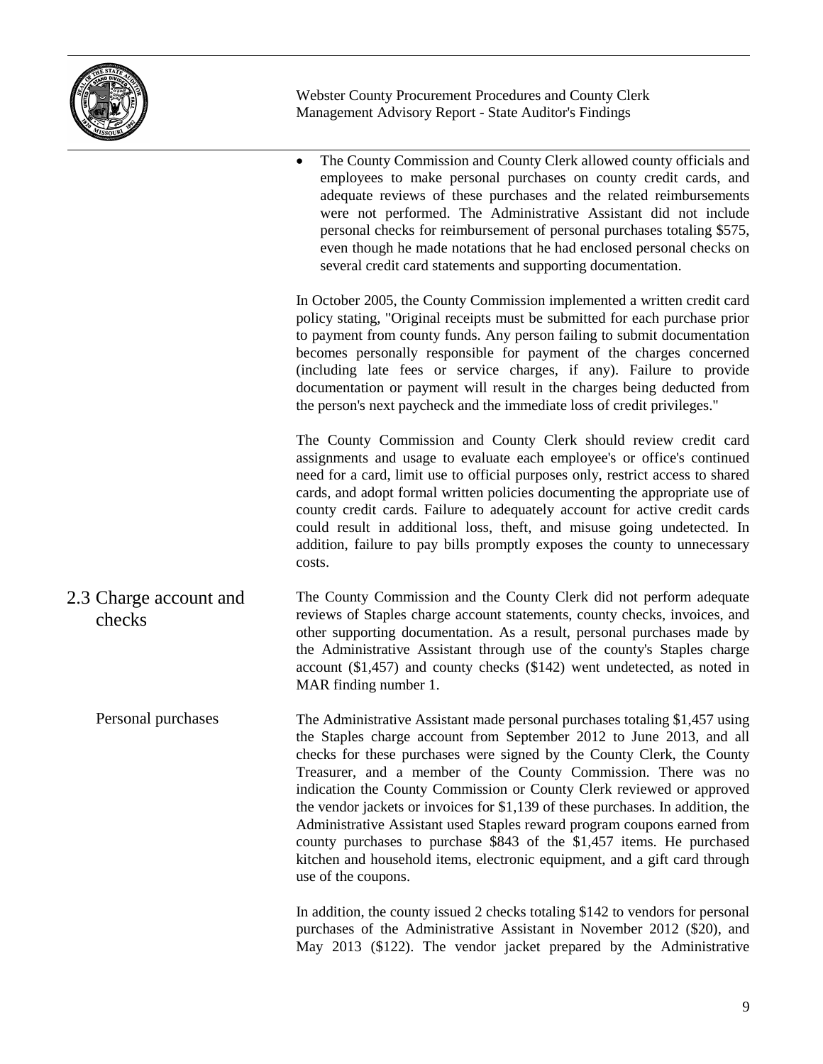- The County Commission and County Clerk allowed county officials and employees to make personal purchases on county credit cards, and adequate reviews of these purchases and the related reimbursements were not performed. The Administrative Assistant did not include personal checks for reimbursement of personal purchases totaling $575, even though he made notations that he had enclosed personal checks on several credit card statements and supporting documentation.

In October 2005, the County Commission implemented a written credit card policy stating, "Original receipts must be submitted for each purchase prior to payment from county funds. Any person failing to submit documentation becomes personally responsible for payment of the charges concerned (including late fees or service charges, if any). Failure to provide documentation or payment will result in the charges being deducted from the person's next paycheck and the immediate loss of credit privileges."

The County Commission and County Clerk should review credit card assignments and usage to evaluate each employee's or office's continued need for a card, limit use to official purposes only, restrict access to shared cards, and adopt formal written policies documenting the appropriate use of county credit cards. Failure to adequately account for active credit cards could result in additional loss, theft, and misuse going undetected. In addition, failure to pay bills promptly exposes the county to unnecessary costs.

## 2.3 Charge account and checks

The County Commission and the County Clerk did not perform adequate reviews of Staples charge account statements, county checks, invoices, and other supporting documentation. As a result, personal purchases made by the Administrative Assistant through use of the county's Staples charge account ($1,457) and county checks ($142) went undetected, as noted in MAR finding number 1.

### Personal purchases

The Administrative Assistant made personal purchases totaling $1,457 using the Staples charge account from September 2012 to June 2013, and all checks for these purchases were signed by the County Clerk, the County Treasurer, and a member of the County Commission. There was no indication the County Commission or County Clerk reviewed or approved the vendor jackets or invoices for $1,139 of these purchases. In addition, the Administrative Assistant used Staples reward program coupons earned from county purchases to purchase $843 of the $1,457 items. He purchased kitchen and household items, electronic equipment, and a gift card through use of the coupons.

In addition, the county issued 2 checks totaling $142 to vendors for personal purchases of the Administrative Assistant in November 2012 ($20), and May 2013 ($122). The vendor jacket prepared by the Administrative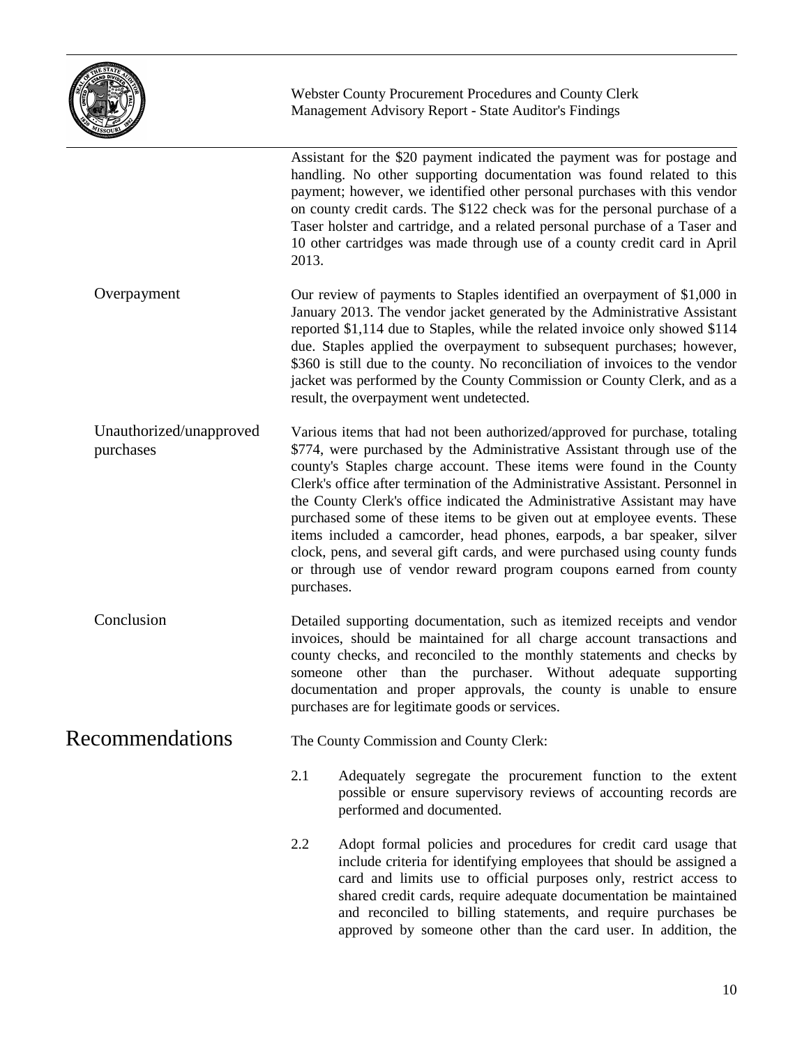Assistant for the $20 payment indicated the payment was for postage and handling. No other supporting documentation was found related to this payment; however, we identified other personal purchases with this vendor on county credit cards. The $122 check was for the personal purchase of a Taser holster and cartridge, and a related personal purchase of a Taser and 10 other cartridges was made through use of a county credit card in April 2013.

**Overpayment**

Our review of payments to Staples identified an overpayment of $1,000 in January 2013. The vendor jacket generated by the Administrative Assistant reported $1,114 due to Staples, while the related invoice only showed $114 due. Staples applied the overpayment to subsequent purchases; however, $360 is still due to the county. No reconciliation of invoices to the vendor jacket was performed by the County Commission or County Clerk, and as a result, the overpayment went undetected.

**Unauthorized/unapproved purchases**

Various items that had not been authorized/approved for purchase, totaling $774, were purchased by the Administrative Assistant through use of the county's Staples charge account. These items were found in the County Clerk's office after termination of the Administrative Assistant. Personnel in the County Clerk's office indicated the Administrative Assistant may have purchased some of these items to be given out at employee events. These items included a camcorder, head phones, earpods, a bar speaker, silver clock, pens, and several gift cards, and were purchased using county funds or through use of vendor reward program coupons earned from county purchases.

**Conclusion**

Detailed supporting documentation, such as itemized receipts and vendor invoices, should be maintained for all charge account transactions and county checks, and reconciled to the monthly statements and checks by someone other than the purchaser. Without adequate supporting documentation and proper approvals, the county is unable to ensure purchases are for legitimate goods or services.

## Recommendations

The County Commission and County Clerk:

2.1 Adequately segregate the procurement function to the extent possible or ensure supervisory reviews of accounting records are performed and documented.

2.2 Adopt formal policies and procedures for credit card usage that include criteria for identifying employees that should be assigned a card and limits use to official purposes only, restrict access to shared credit cards, require adequate documentation be maintained and reconciled to billing statements, and require purchases be approved by someone other than the card user. In addition, the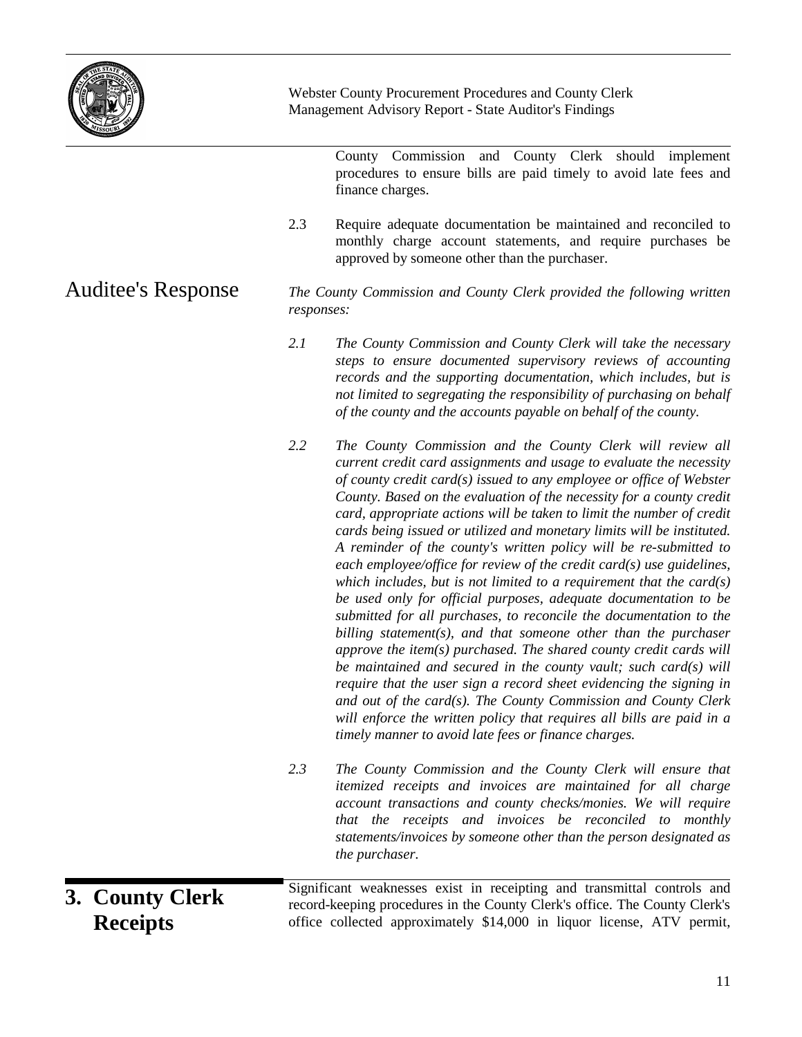County Commission and County Clerk should implement procedures to ensure bills are paid timely to avoid late fees and finance charges.

2.3 Require adequate documentation be maintained and reconciled to monthly charge account statements, and require purchases be approved by someone other than the purchaser.

## Auditee's Response

*The County Commission and County Clerk provided the following written responses:*

*2.1 The County Commission and County Clerk will take the necessary steps to ensure documented supervisory reviews of accounting records and the supporting documentation, which includes, but is not limited to segregating the responsibility of purchasing on behalf of the county and the accounts payable on behalf of the county.*

*2.2 The County Commission and the County Clerk will review all current credit card assignments and usage to evaluate the necessity of county credit card(s) issued to any employee or office of Webster County. Based on the evaluation of the necessity for a county credit card, appropriate actions will be taken to limit the number of credit cards being issued or utilized and monetary limits will be instituted. A reminder of the county's written policy will be re-submitted to each employee/office for review of the credit card(s) use guidelines, which includes, but is not limited to a requirement that the card(s) be used only for official purposes, adequate documentation to be submitted for all purchases, to reconcile the documentation to the billing statement(s), and that someone other than the purchaser approve the item(s) purchased. The shared county credit cards will be maintained and secured in the county vault; such card(s) will require that the user sign a record sheet evidencing the signing in and out of the card(s). The County Commission and County Clerk will enforce the written policy that requires all bills are paid in a timely manner to avoid late fees or finance charges.*

*2.3 The County Commission and the County Clerk will ensure that itemized receipts and invoices are maintained for all charge account transactions and county checks/monies. We will require that the receipts and invoices be reconciled to monthly statements/invoices by someone other than the person designated as the purchaser.*

## 3. County Clerk Receipts

Significant weaknesses exist in receipting and transmittal controls and record-keeping procedures in the County Clerk's office. The County Clerk's office collected approximately $14,000 in liquor license, ATV permit,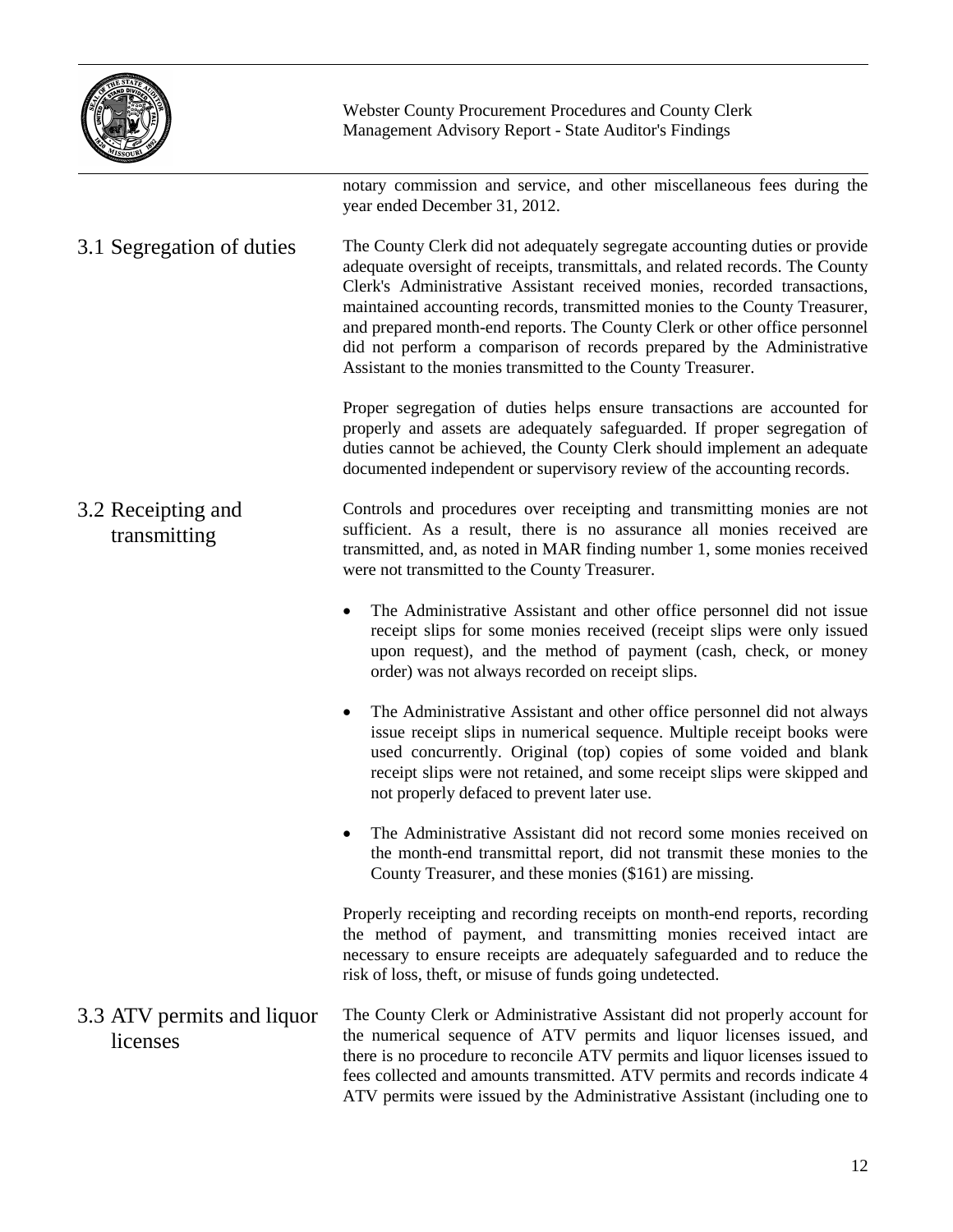notary commission and service, and other miscellaneous fees during the year ended December 31, 2012.

## 3.1 Segregation of duties

The County Clerk did not adequately segregate accounting duties or provide adequate oversight of receipts, transmittals, and related records. The County Clerk's Administrative Assistant received monies, recorded transactions, maintained accounting records, transmitted monies to the County Treasurer, and prepared month-end reports. The County Clerk or other office personnel did not perform a comparison of records prepared by the Administrative Assistant to the monies transmitted to the County Treasurer.

Proper segregation of duties helps ensure transactions are accounted for properly and assets are adequately safeguarded. If proper segregation of duties cannot be achieved, the County Clerk should implement an adequate documented independent or supervisory review of the accounting records.

## 3.2 Receipting and transmitting

Controls and procedures over receipting and transmitting monies are not sufficient. As a result, there is no assurance all monies received are transmitted, and, as noted in MAR finding number 1, some monies received were not transmitted to the County Treasurer.

- The Administrative Assistant and other office personnel did not issue receipt slips for some monies received (receipt slips were only issued upon request), and the method of payment (cash, check, or money order) was not always recorded on receipt slips.
- The Administrative Assistant and other office personnel did not always issue receipt slips in numerical sequence. Multiple receipt books were used concurrently. Original (top) copies of some voided and blank receipt slips were not retained, and some receipt slips were skipped and not properly defaced to prevent later use.
- The Administrative Assistant did not record some monies received on the month-end transmittal report, did not transmit these monies to the County Treasurer, and these monies ($161) are missing.

Properly receipting and recording receipts on month-end reports, recording the method of payment, and transmitting monies received intact are necessary to ensure receipts are adequately safeguarded and to reduce the risk of loss, theft, or misuse of funds going undetected.

## 3.3 ATV permits and liquor licenses

The County Clerk or Administrative Assistant did not properly account for the numerical sequence of ATV permits and liquor licenses issued, and there is no procedure to reconcile ATV permits and liquor licenses issued to fees collected and amounts transmitted. ATV permits and records indicate 4 ATV permits were issued by the Administrative Assistant (including one to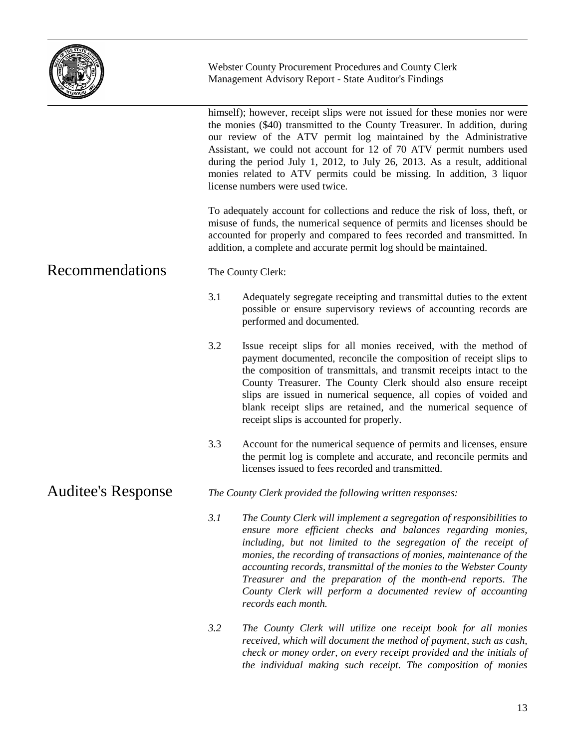himself); however, receipt slips were not issued for these monies nor were the monies ($40) transmitted to the County Treasurer. In addition, during our review of the ATV permit log maintained by the Administrative Assistant, we could not account for 12 of 70 ATV permit numbers used during the period July 1, 2012, to July 26, 2013. As a result, additional monies related to ATV permits could be missing. In addition, 3 liquor license numbers were used twice.

To adequately account for collections and reduce the risk of loss, theft, or misuse of funds, the numerical sequence of permits and licenses should be accounted for properly and compared to fees recorded and transmitted. In addition, a complete and accurate permit log should be maintained.

## Recommendations

The County Clerk:

3.1 Adequately segregate receipting and transmittal duties to the extent possible or ensure supervisory reviews of accounting records are performed and documented.

3.2 Issue receipt slips for all monies received, with the method of payment documented, reconcile the composition of receipt slips to the composition of transmittals, and transmit receipts intact to the County Treasurer. The County Clerk should also ensure receipt slips are issued in numerical sequence, all copies of voided and blank receipt slips are retained, and the numerical sequence of receipt slips is accounted for properly.

3.3 Account for the numerical sequence of permits and licenses, ensure the permit log is complete and accurate, and reconcile permits and licenses issued to fees recorded and transmitted.

## Auditee's Response

*The County Clerk provided the following written responses:*

*3.1 The County Clerk will implement a segregation of responsibilities to ensure more efficient checks and balances regarding monies, including, but not limited to the segregation of the receipt of monies, the recording of transactions of monies, maintenance of the accounting records, transmittal of the monies to the Webster County Treasurer and the preparation of the month-end reports. The County Clerk will perform a documented review of accounting records each month.*

*3.2 The County Clerk will utilize one receipt book for all monies received, which will document the method of payment, such as cash, check or money order, on every receipt provided and the initials of the individual making such receipt. The composition of monies*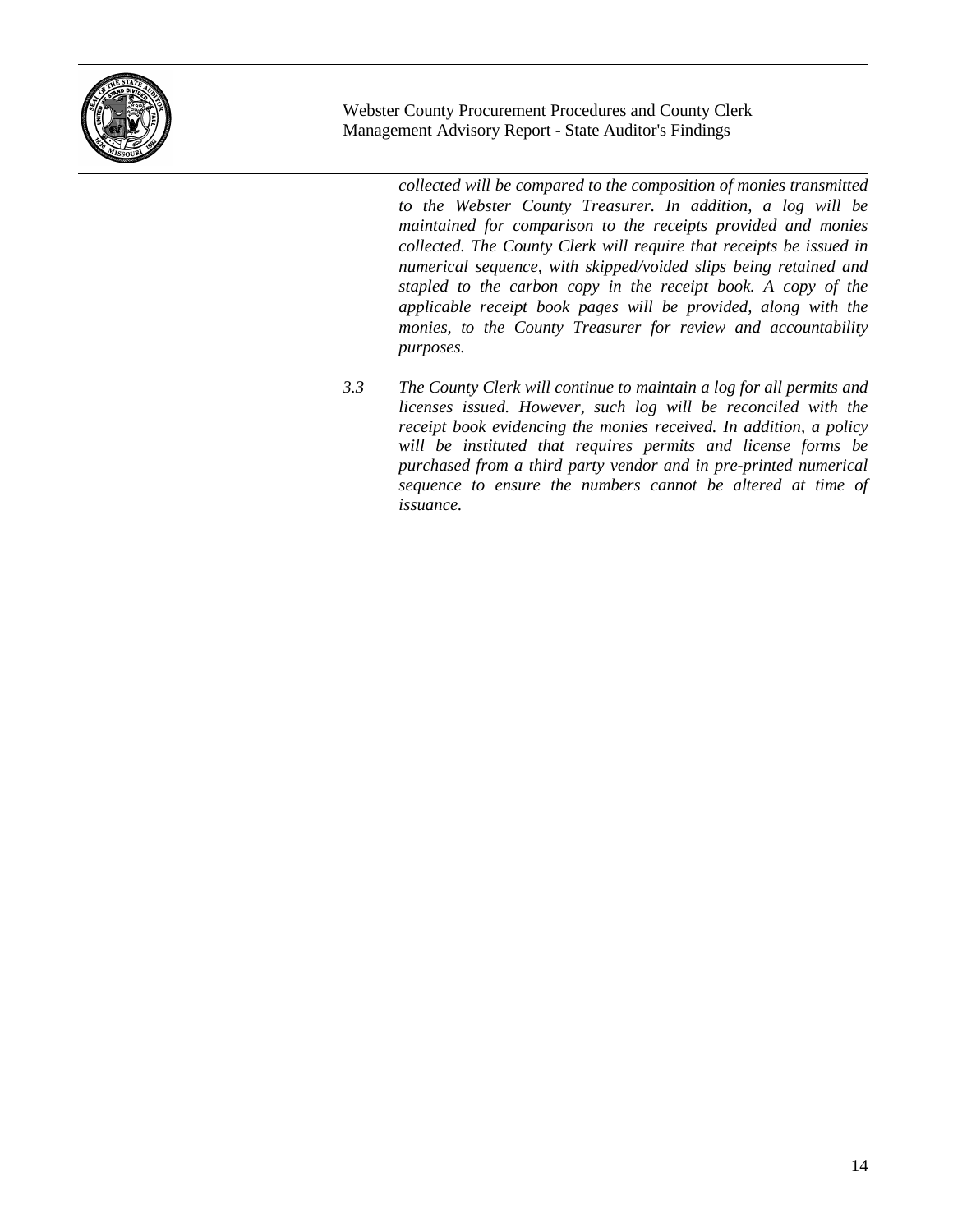*collected will be compared to the composition of monies transmitted to the Webster County Treasurer. In addition, a log will be maintained for comparison to the receipts provided and monies collected. The County Clerk will require that receipts be issued in numerical sequence, with skipped/voided slips being retained and stapled to the carbon copy in the receipt book. A copy of the applicable receipt book pages will be provided, along with the monies, to the County Treasurer for review and accountability purposes.*

*3.3 The County Clerk will continue to maintain a log for all permits and licenses issued. However, such log will be reconciled with the receipt book evidencing the monies received. In addition, a policy will be instituted that requires permits and license forms be purchased from a third party vendor and in pre-printed numerical sequence to ensure the numbers cannot be altered at time of issuance.*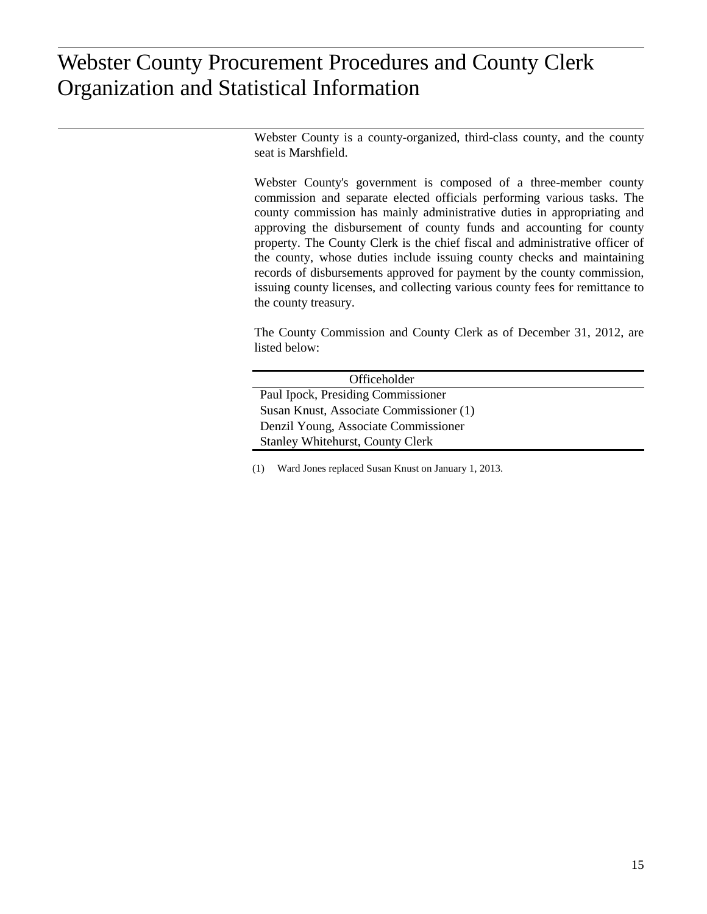# Webster County Procurement Procedures and County Clerk Organization and Statistical Information

Webster County is a county-organized, third-class county, and the county seat is Marshfield.

Webster County's government is composed of a three-member county commission and separate elected officials performing various tasks. The county commission has mainly administrative duties in appropriating and approving the disbursement of county funds and accounting for county property. The County Clerk is the chief fiscal and administrative officer of the county, whose duties include issuing county checks and maintaining records of disbursements approved for payment by the county commission, issuing county licenses, and collecting various county fees for remittance to the county treasury.

The County Commission and County Clerk as of December 31, 2012, are listed below:

| Officeholder |
| --- |
| Paul Ipock, Presiding Commissioner |
| Susan Knust, Associate Commissioner (1) |
| Denzil Young, Associate Commissioner |
| Stanley Whitehurst, County Clerk |

(1) Ward Jones replaced Susan Knust on January 1, 2013.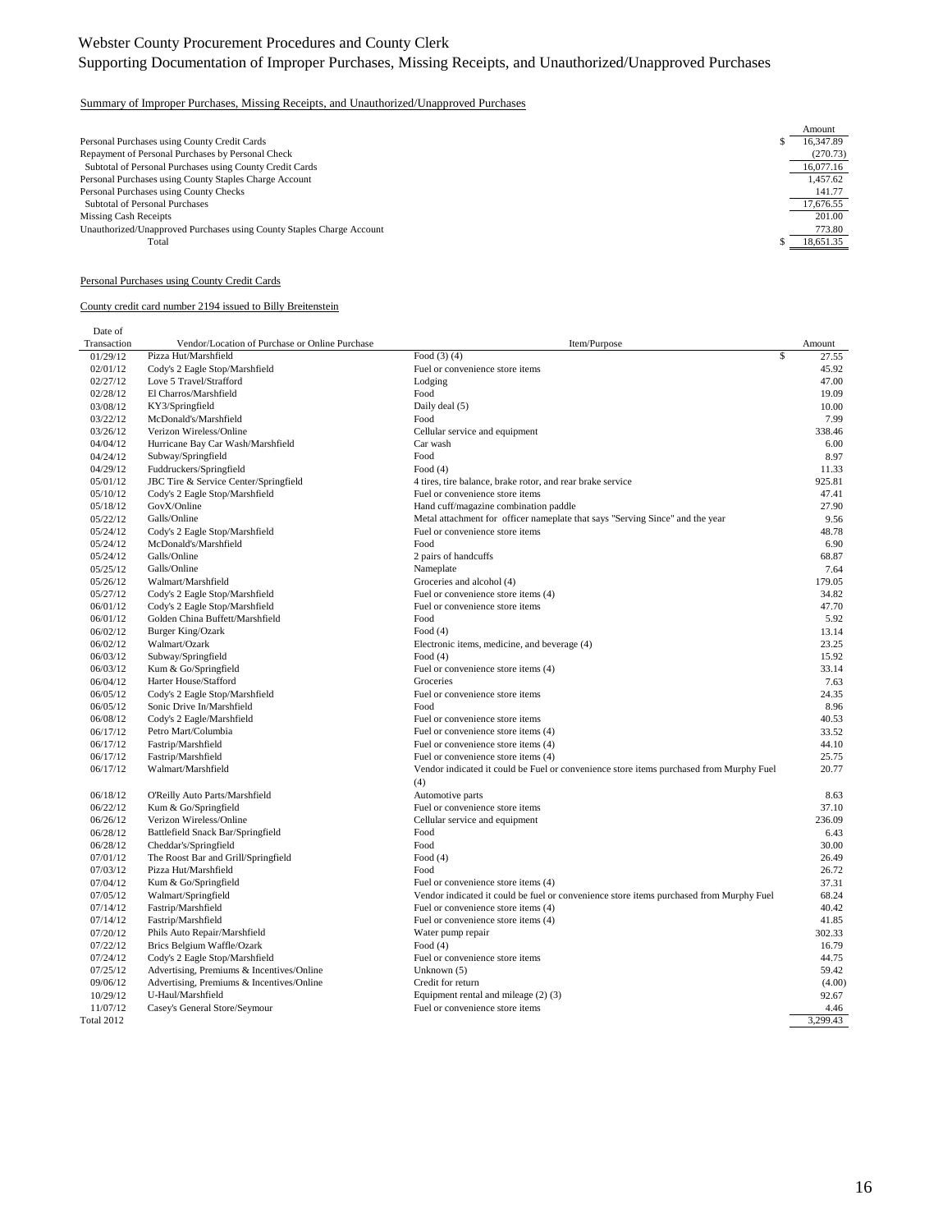# Webster County Procurement Procedures and County Clerk
## Supporting Documentation of Improper Purchases, Missing Receipts, and Unauthorized/Unapproved Purchases

Summary of Improper Purchases, Missing Receipts, and Unauthorized/Unapproved Purchases

| | Amount |
|---|---|
| Personal Purchases using County Credit Cards | $ 16,347.89 |
| Repayment of Personal Purchases by Personal Check | (270.73) |
| Subtotal of Personal Purchases using County Credit Cards | 16,077.16 |
| Personal Purchases using County Staples Charge Account | 1,457.62 |
| Personal Purchases using County Checks | 141.77 |
| Subtotal of Personal Purchases | 17,676.55 |
| Missing Cash Receipts | 201.00 |
| Unauthorized/Unapproved Purchases using County Staples Charge Account | 773.80 |
| Total | $ 18,651.35 |

Personal Purchases using County Credit Cards

County credit card number 2194 issued to Billy Breitenstein

| Date of Transaction | Vendor/Location of Purchase or Online Purchase | Item/Purpose | Amount |
|---|---|---|---|
| 01/29/12 | Pizza Hut/Marshfield | Food (3) (4) | $ 27.55 |
| 02/01/12 | Cody's 2 Eagle Stop/Marshfield | Fuel or convenience store items | 45.92 |
| 02/27/12 | Love 5 Travel/Strafford | Lodging | 47.00 |
| 02/28/12 | El Charros/Marshfield | Food | 19.09 |
| 03/08/12 | KY3/Springfield | Daily deal (5) | 10.00 |
| 03/22/12 | McDonald's/Marshfield | Food | 7.99 |
| 03/26/12 | Verizon Wireless/Online | Cellular service and equipment | 338.46 |
| 04/04/12 | Hurricane Bay Car Wash/Marshfield | Car wash | 6.00 |
| 04/24/12 | Subway/Springfield | Food | 8.97 |
| 04/29/12 | Fuddruckers/Springfield | Food (4) | 11.33 |
| 05/01/12 | JBC Tire & Service Center/Springfield | 4 tires, tire balance, brake rotor, and rear brake service | 925.81 |
| 05/10/12 | Cody's 2 Eagle Stop/Marshfield | Fuel or convenience store items | 47.41 |
| 05/18/12 | GovX/Online | Hand cuff/magazine combination paddle | 27.90 |
| 05/22/12 | Galls/Online | Metal attachment for officer nameplate that says "Serving Since" and the year | 9.56 |
| 05/24/12 | Cody's 2 Eagle Stop/Marshfield | Fuel or convenience store items | 48.78 |
| 05/24/12 | McDonald's/Marshfield | Food | 6.90 |
| 05/24/12 | Galls/Online | 2 pairs of handcuffs | 68.87 |
| 05/25/12 | Galls/Online | Nameplate | 7.64 |
| 05/26/12 | Walmart/Marshfield | Groceries and alcohol (4) | 179.05 |
| 05/27/12 | Cody's 2 Eagle Stop/Marshfield | Fuel or convenience store items (4) | 34.82 |
| 06/01/12 | Cody's 2 Eagle Stop/Marshfield | Fuel or convenience store items | 47.70 |
| 06/01/12 | Golden China Buffett/Marshfield | Food | 5.92 |
| 06/02/12 | Burger King/Ozark | Food (4) | 13.14 |
| 06/02/12 | Walmart/Ozark | Electronic items, medicine, and beverage (4) | 23.25 |
| 06/03/12 | Subway/Springfield | Food (4) | 15.92 |
| 06/03/12 | Kum & Go/Springfield | Fuel or convenience store items (4) | 33.14 |
| 06/04/12 | Harter House/Stafford | Groceries | 7.63 |
| 06/05/12 | Cody's 2 Eagle Stop/Marshfield | Fuel or convenience store items | 24.35 |
| 06/05/12 | Sonic Drive In/Marshfield | Food | 8.96 |
| 06/08/12 | Cody's 2 Eagle/Marshfield | Fuel or convenience store items | 40.53 |
| 06/17/12 | Petro Mart/Columbia | Fuel or convenience store items (4) | 33.52 |
| 06/17/12 | Fastrip/Marshfield | Fuel or convenience store items (4) | 44.10 |
| 06/17/12 | Fastrip/Marshfield | Fuel or convenience store items (4) | 25.75 |
| 06/17/12 | Walmart/Marshfield | Vendor indicated it could be Fuel or convenience store items purchased from Murphy Fuel (4) | 20.77 |
| 06/18/12 | O'Reilly Auto Parts/Marshfield | Automotive parts | 8.63 |
| 06/22/12 | Kum & Go/Springfield | Fuel or convenience store items | 37.10 |
| 06/26/12 | Verizon Wireless/Online | Cellular service and equipment | 236.09 |
| 06/28/12 | Battlefield Snack Bar/Springfield | Food | 6.43 |
| 06/28/12 | Cheddar's/Springfield | Food | 30.00 |
| 07/01/12 | The Roost Bar and Grill/Springfield | Food (4) | 26.49 |
| 07/03/12 | Pizza Hut/Marshfield | Food | 26.72 |
| 07/04/12 | Kum & Go/Springfield | Fuel or convenience store items (4) | 37.31 |
| 07/05/12 | Walmart/Springfield | Vendor indicated it could be fuel or convenience store items purchased from Murphy Fuel | 68.24 |
| 07/14/12 | Fastrip/Marshfield | Fuel or convenience store items (4) | 40.42 |
| 07/14/12 | Fastrip/Marshfield | Fuel or convenience store items (4) | 41.85 |
| 07/20/12 | Phils Auto Repair/Marshfield | Water pump repair | 302.33 |
| 07/22/12 | Brics Belgium Waffle/Ozark | Food (4) | 16.79 |
| 07/24/12 | Cody's 2 Eagle Stop/Marshfield | Fuel or convenience store items | 44.75 |
| 07/25/12 | Advertising, Premiums & Incentives/Online | Unknown (5) | 59.42 |
| 09/06/12 | Advertising, Premiums & Incentives/Online | Credit for return | (4.00) |
| 10/29/12 | U-Haul/Marshfield | Equipment rental and mileage (2) (3) | 92.67 |
| 11/07/12 | Casey's General Store/Seymour | Fuel or convenience store items | 4.46 |
| Total 2012 | | | 3,299.43 |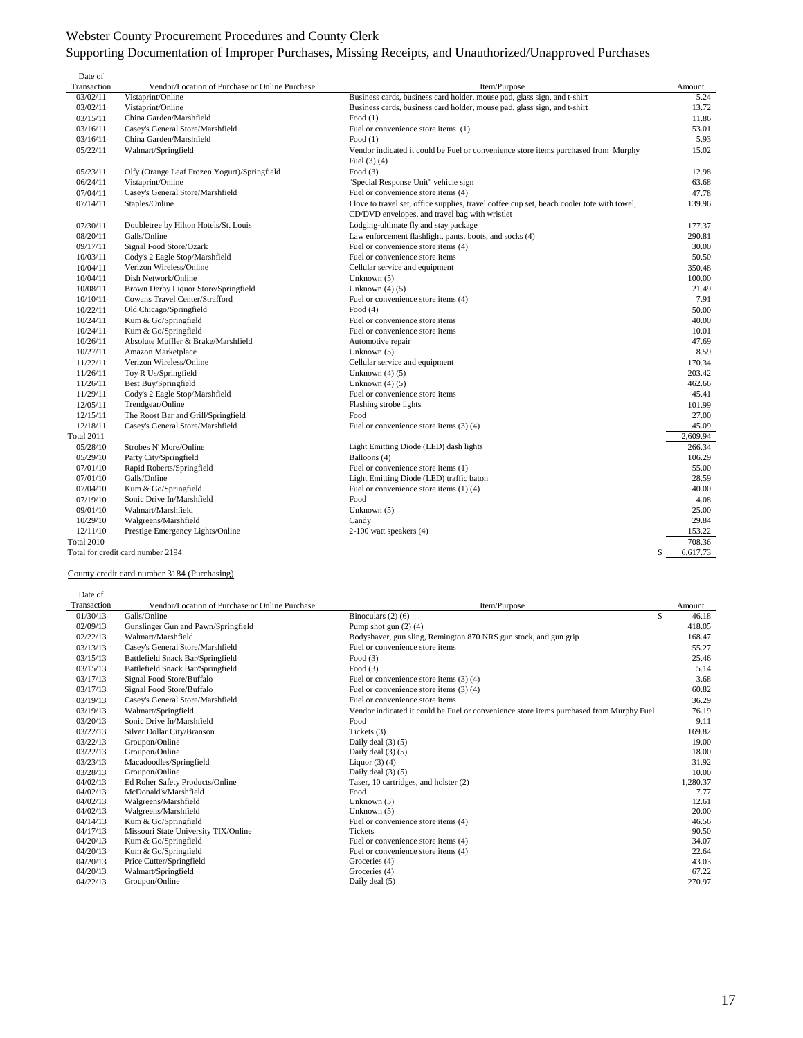Webster County Procurement Procedures and County Clerk
Supporting Documentation of Improper Purchases, Missing Receipts, and Unauthorized/Unapproved Purchases

| Date of Transaction | Vendor/Location of Purchase or Online Purchase | Item/Purpose | Amount |
|---|---|---|---|
| 03/02/11 | Vistaprint/Online | Business cards, business card holder, mouse pad, glass sign, and t-shirt | 5.24 |
| 03/02/11 | Vistaprint/Online | Business cards, business card holder, mouse pad, glass sign, and t-shirt | 13.72 |
| 03/15/11 | China Garden/Marshfield | Food (1) | 11.86 |
| 03/16/11 | Casey's General Store/Marshfield | Fuel or convenience store items (1) | 53.01 |
| 03/16/11 | China Garden/Marshfield | Food (1) | 5.93 |
| 05/22/11 | Walmart/Springfield | Vendor indicated it could be Fuel or convenience store items purchased from Murphy Fuel (3) (4) | 15.02 |
| 05/23/11 | Olfy (Orange Leaf Frozen Yogurt)/Springfield | Food (3) | 12.98 |
| 06/24/11 | Vistaprint/Online | "Special Response Unit" vehicle sign | 63.68 |
| 07/04/11 | Casey's General Store/Marshfield | Fuel or convenience store items (4) | 47.78 |
| 07/14/11 | Staples/Online | I love to travel set, office supplies, travel coffee cup set, beach cooler tote with towel, CD/DVD envelopes, and travel bag with wristlet | 139.96 |
| 07/30/11 | Doubletree by Hilton Hotels/St. Louis | Lodging-ultimate fly and stay package | 177.37 |
| 08/20/11 | Galls/Online | Law enforcement flashlight, pants, boots, and socks (4) | 290.81 |
| 09/17/11 | Signal Food Store/Ozark | Fuel or convenience store items (4) | 30.00 |
| 10/03/11 | Cody's 2 Eagle Stop/Marshfield | Fuel or convenience store items | 50.50 |
| 10/04/11 | Verizon Wireless/Online | Cellular service and equipment | 350.48 |
| 10/04/11 | Dish Network/Online | Unknown (5) | 100.00 |
| 10/08/11 | Brown Derby Liquor Store/Springfield | Unknown (4) (5) | 21.49 |
| 10/10/11 | Cowans Travel Center/Strafford | Fuel or convenience store items (4) | 7.91 |
| 10/22/11 | Old Chicago/Springfield | Food (4) | 50.00 |
| 10/24/11 | Kum & Go/Springfield | Fuel or convenience store items | 40.00 |
| 10/24/11 | Kum & Go/Springfield | Fuel or convenience store items | 10.01 |
| 10/26/11 | Absolute Muffler & Brake/Marshfield | Automotive repair | 47.69 |
| 10/27/11 | Amazon Marketplace | Unknown (5) | 8.59 |
| 11/22/11 | Verizon Wireless/Online | Cellular service and equipment | 170.34 |
| 11/26/11 | Toy R Us/Springfield | Unknown (4) (5) | 203.42 |
| 11/26/11 | Best Buy/Springfield | Unknown (4) (5) | 462.66 |
| 11/29/11 | Cody's 2 Eagle Stop/Marshfield | Fuel or convenience store items | 45.41 |
| 12/05/11 | Trendgear/Online | Flashing strobe lights | 101.99 |
| 12/15/11 | The Roost Bar and Grill/Springfield | Food | 27.00 |
| 12/18/11 | Casey's General Store/Marshfield | Fuel or convenience store items (3) (4) | 45.09 |
| Total 2011 | | | 2,609.94 |
| 05/28/10 | Strobes N' More/Online | Light Emitting Diode (LED) dash lights | 266.34 |
| 05/29/10 | Party City/Springfield | Balloons (4) | 106.29 |
| 07/01/10 | Rapid Roberts/Springfield | Fuel or convenience store items (1) | 55.00 |
| 07/01/10 | Galls/Online | Light Emitting Diode (LED) traffic baton | 28.59 |
| 07/04/10 | Kum & Go/Springfield | Fuel or convenience store items (1) (4) | 40.00 |
| 07/19/10 | Sonic Drive In/Marshfield | Food | 4.08 |
| 09/01/10 | Walmart/Marshfield | Unknown (5) | 25.00 |
| 10/29/10 | Walgreens/Marshfield | Candy | 29.84 |
| 12/11/10 | Prestige Emergency Lights/Online | 2-100 watt speakers (4) | 153.22 |
| Total 2010 | | | 708.36 |
| Total for credit card number 2194 | | | $ 6,617.73 |

County credit card number 3184 (Purchasing)

| Date of Transaction | Vendor/Location of Purchase or Online Purchase | Item/Purpose | Amount |
|---|---|---|---|
| 01/30/13 | Galls/Online | Binoculars (2) (6) | $ 46.18 |
| 02/09/13 | Gunslinger Gun and Pawn/Springfield | Pump shot gun (2) (4) | 418.05 |
| 02/22/13 | Walmart/Marshfield | Bodyshaver, gun sling, Remington 870 NRS gun stock, and gun grip | 168.47 |
| 03/13/13 | Casey's General Store/Marshfield | Fuel or convenience store items | 55.27 |
| 03/15/13 | Battlefield Snack Bar/Springfield | Food (3) | 25.46 |
| 03/15/13 | Battlefield Snack Bar/Springfield | Food (3) | 5.14 |
| 03/17/13 | Signal Food Store/Buffalo | Fuel or convenience store items (3) (4) | 3.68 |
| 03/17/13 | Signal Food Store/Buffalo | Fuel or convenience store items (3) (4) | 60.82 |
| 03/19/13 | Casey's General Store/Marshfield | Fuel or convenience store items | 36.29 |
| 03/19/13 | Walmart/Springfield | Vendor indicated it could be Fuel or convenience store items purchased from Murphy Fuel | 76.19 |
| 03/20/13 | Sonic Drive In/Marshfield | Food | 9.11 |
| 03/22/13 | Silver Dollar City/Branson | Tickets (3) | 169.82 |
| 03/22/13 | Groupon/Online | Daily deal (3) (5) | 19.00 |
| 03/22/13 | Groupon/Online | Daily deal (3) (5) | 18.00 |
| 03/23/13 | Macadoodles/Springfield | Liquor (3) (4) | 31.92 |
| 03/28/13 | Groupon/Online | Daily deal (3) (5) | 10.00 |
| 04/02/13 | Ed Roher Safety Products/Online | Taser, 10 cartridges, and holster (2) | 1,280.37 |
| 04/02/13 | McDonald's/Marshfield | Food | 7.77 |
| 04/02/13 | Walgreens/Marshfield | Unknown (5) | 12.61 |
| 04/02/13 | Walgreens/Marshfield | Unknown (5) | 20.00 |
| 04/14/13 | Kum & Go/Springfield | Fuel or convenience store items (4) | 46.56 |
| 04/17/13 | Missouri State University TIX/Online | Tickets | 90.50 |
| 04/20/13 | Kum & Go/Springfield | Fuel or convenience store items (4) | 34.07 |
| 04/20/13 | Kum & Go/Springfield | Fuel or convenience store items (4) | 22.64 |
| 04/20/13 | Price Cutter/Springfield | Groceries (4) | 43.03 |
| 04/20/13 | Walmart/Springfield | Groceries (4) | 67.22 |
| 04/22/13 | Groupon/Online | Daily deal (5) | 270.97 |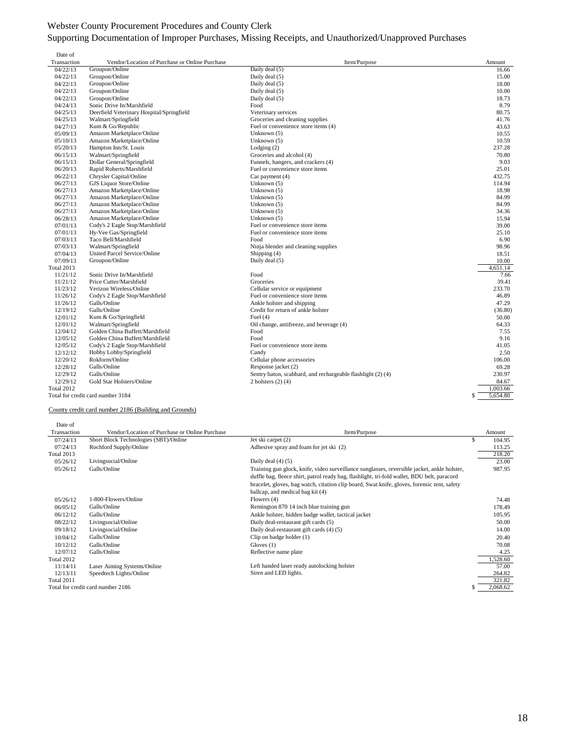# Webster County Procurement Procedures and County Clerk
## Supporting Documentation of Improper Purchases, Missing Receipts, and Unauthorized/Unapproved Purchases

| Date of Transaction | Vendor/Location of Purchase or Online Purchase | Item/Purpose | Amount |
|---|---|---|---|
| 04/22/13 | Groupon/Online | Daily deal (5) | 16.66 |
| 04/22/13 | Groupon/Online | Daily deal (5) | 15.00 |
| 04/22/13 | Groupon/Online | Daily deal (5) | 18.00 |
| 04/22/13 | Groupon/Online | Daily deal (5) | 10.00 |
| 04/22/13 | Groupon/Online | Daily deal (5) | 18.73 |
| 04/24/13 | Sonic Drive In/Marshfield | Food | 8.79 |
| 04/25/13 | Deerfield Veterinary Hospital/Springfield | Veterinary services | 80.75 |
| 04/25/13 | Walmart/Springfield | Groceries and cleaning supplies | 41.76 |
| 04/27/13 | Kum & Go/Republic | Fuel or convenience store items (4) | 43.63 |
| 05/09/13 | Amazon Marketplace/Online | Unknown (5) | 10.55 |
| 05/10/13 | Amazon Marketplace/Online | Unknown (5) | 10.59 |
| 05/20/13 | Hampton Inn/St. Louis | Lodging (2) | 237.28 |
| 06/15/13 | Walmart/Springfield | Groceries and alcohol (4) | 70.80 |
| 06/15/13 | Dollar General/Springfield | Funnels, hangers, and crackers (4) | 9.03 |
| 06/20/13 | Rapid Roberts/Marshfield | Fuel or convenience store items | 25.01 |
| 06/22/13 | Chrysler Capital/Online | Car payment (4) | 432.75 |
| 06/27/13 | GJS Liquor Store/Online | Unknown (5) | 114.94 |
| 06/27/13 | Amazon Marketplace/Online | Unknown (5) | 18.98 |
| 06/27/13 | Amazon Marketplace/Online | Unknown (5) | 84.99 |
| 06/27/13 | Amazon Marketplace/Online | Unknown (5) | 84.99 |
| 06/27/13 | Amazon Marketplace/Online | Unknown (5) | 34.36 |
| 06/28/13 | Amazon Marketplace/Online | Unknown (5) | 15.94 |
| 07/01/13 | Cody's 2 Eagle Stop/Marshfield | Fuel or convenience store items | 39.00 |
| 07/01/13 | Hy-Vee Gas/Springfield | Fuel or convenience store items | 25.10 |
| 07/03/13 | Taco Bell/Marshfield | Food | 6.90 |
| 07/03/13 | Walmart/Springfield | Ninja blender and cleaning supplies | 98.96 |
| 07/04/13 | United Parcel Service/Online | Shipping (4) | 18.51 |
| 07/09/13 | Groupon/Online | Daily deal (5) | 10.00 |
| Total 2013 | | | 4,651.14 |
| 11/21/12 | Sonic Drive In/Marshfield | Food | 7.66 |
| 11/21/12 | Price Cutter/Marshfield | Groceries | 39.41 |
| 11/23/12 | Verizon Wireless/Online | Cellular service or equipment | 233.70 |
| 11/26/12 | Cody's 2 Eagle Stop/Marshfield | Fuel or convenience store items | 46.89 |
| 11/26/12 | Galls/Online | Ankle holster and shipping | 47.29 |
| 12/19/12 | Galls/Online | Credit for return of ankle holster | (36.80) |
| 12/01/12 | Kum & Go/Springfield | Fuel (4) | 50.00 |
| 12/01/12 | Walmart/Springfield | Oil change, antifreeze, and beverage (4) | 64.33 |
| 12/04/12 | Golden China Buffett/Marshfield | Food | 7.55 |
| 12/05/12 | Golden China Buffett/Marshfield | Food | 9.16 |
| 12/05/12 | Cody's 2 Eagle Stop/Marshfield | Fuel or convenience store items | 41.05 |
| 12/12/12 | Hobby Lobby/Springfield | Candy | 2.50 |
| 12/20/12 | Rokform/Online | Cellular phone accessories | 106.00 |
| 12/28/12 | Galls/Online | Response jacket (2) | 69.28 |
| 12/29/12 | Galls/Online | Sentry baton, scabbard, and rechargeable flashlight (2) (4) | 230.97 |
| 12/29/12 | Gold Star Holsters/Online | 2 holsters (2) (4) | 84.67 |
| Total 2012 | | | 1,003.66 |
| Total for credit card number 3184 | | | $ 5,654.80 |

County credit card number 2186 (Building and Grounds)

| Date of Transaction | Vendor/Location of Purchase or Online Purchase | Item/Purpose | Amount |
|---|---|---|---|
| 07/24/13 | Short Block Technologies (SBT)/Online | Jet ski carpet (2) | $ 104.95 |
| 07/24/13 | Rochford Supply/Online | Adhesive spray and foam for jet ski (2) | 113.25 |
| Total 2013 | | | 218.20 |
| 05/26/12 | Livingsocial/Online | Daily deal (4) (5) | 23.00 |
| 05/26/12 | Galls/Online | Training gun glock, knife, video surveillance sunglasses, reversible jacket, ankle holster, duffle bag, fleece shirt, patrol ready bag, flashlight, tri-fold wallet, BDU belt, paracord bracelet, gloves, bag watch, citation clip board, Swat knife, gloves, forensic tent, safety ballcap, and medical bag kit (4) | 987.95 |
| 05/26/12 | 1-800-Flowers/Online | Flowers (4) | 74.48 |
| 06/05/12 | Galls/Online | Remington 870 14 inch blue training gun | 178.49 |
| 06/12/12 | Galls/Online | Ankle holster, hidden badge wallet, tactical jacket | 105.95 |
| 08/22/12 | Livingsocial/Online | Daily deal-restaurant gift cards (5) | 50.00 |
| 09/18/12 | Livingsocial/Online | Daily deal-restaurant gift cards (4) (5) | 14.00 |
| 10/04/12 | Galls/Online | Clip on badge holder (1) | 20.40 |
| 10/12/12 | Galls/Online | Gloves (1) | 70.08 |
| 12/07/12 | Galls/Online | Reflective name plate | 4.25 |
| Total 2012 | | | 1,528.60 |
| 11/14/11 | Laser Aiming Systems/Online | Left handed laser ready autolocking holster | 57.00 |
| 12/13/11 | Speedtech Lights/Online | Siren and LED lights. | 264.82 |
| Total 2011 | | | 321.82 |
| Total for credit card number 2186 | | | $ 2,068.62 |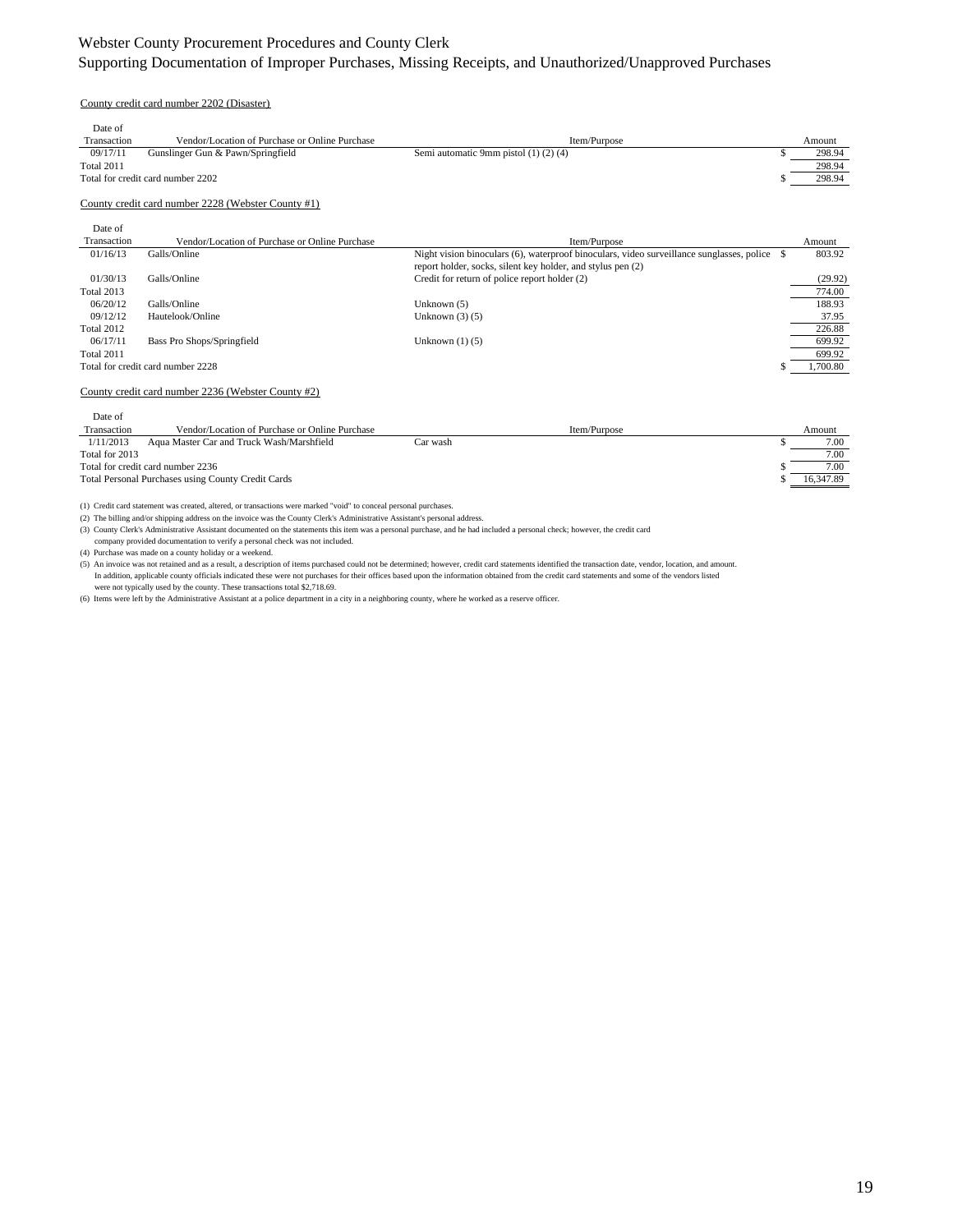Webster County Procurement Procedures and County Clerk
Supporting Documentation of Improper Purchases, Missing Receipts, and Unauthorized/Unapproved Purchases

County credit card number 2202 (Disaster)

| Date of Transaction | Vendor/Location of Purchase or Online Purchase | Item/Purpose | | Amount |
|---|---|---|---|---|
| 09/17/11 | Gunslinger Gun & Pawn/Springfield | Semi automatic 9mm pistol (1) (2) (4) | $ | 298.94 |
| Total 2011 | | | | 298.94 |
| Total for credit card number 2202 | | | $ | 298.94 |

County credit card number 2228 (Webster County #1)

| Date of Transaction | Vendor/Location of Purchase or Online Purchase | Item/Purpose | | Amount |
|---|---|---|---|---|
| 01/16/13 | Galls/Online | Night vision binoculars (6), waterproof binoculars, video surveillance sunglasses, police report holder, socks, silent key holder, and stylus pen (2) | $ | 803.92 |
| 01/30/13 | Galls/Online | Credit for return of police report holder (2) | | (29.92) |
| Total 2013 | | | | 774.00 |
| 06/20/12 | Galls/Online | Unknown (5) | | 188.93 |
| 09/12/12 | Hautelook/Online | Unknown (3) (5) | | 37.95 |
| Total 2012 | | | | 226.88 |
| 06/17/11 | Bass Pro Shops/Springfield | Unknown (1) (5) | | 699.92 |
| Total 2011 | | | | 699.92 |
| Total for credit card number 2228 | | | $ | 1,700.80 |

County credit card number 2236 (Webster County #2)

| Date of Transaction | Vendor/Location of Purchase or Online Purchase | Item/Purpose | | Amount |
|---|---|---|---|---|
| 1/11/2013 | Aqua Master Car and Truck Wash/Marshfield | Car wash | $ | 7.00 |
| Total for 2013 | | | | 7.00 |
| Total for credit card number 2236 | | | $ | 7.00 |
| Total Personal Purchases using County Credit Cards | | | $ | 16,347.89 |

(1) Credit card statement was created, altered, or transactions were marked "void" to conceal personal purchases.
(2) The billing and/or shipping address on the invoice was the County Clerk's Administrative Assistant's personal address.
(3) County Clerk's Administrative Assistant documented on the statements this item was a personal purchase, and he had included a personal check; however, the credit card company provided documentation to verify a personal check was not included.
(4) Purchase was made on a county holiday or a weekend.
(5) An invoice was not retained and as a result, a description of items purchased could not be determined; however, credit card statements identified the transaction date, vendor, location, and amount. In addition, applicable county officials indicated these were not purchases for their offices based upon the information obtained from the credit card statements and some of the vendors listed were not typically used by the county. These transactions total $2,718.69.
(6) Items were left by the Administrative Assistant at a police department in a city in a neighboring county, where he worked as a reserve officer.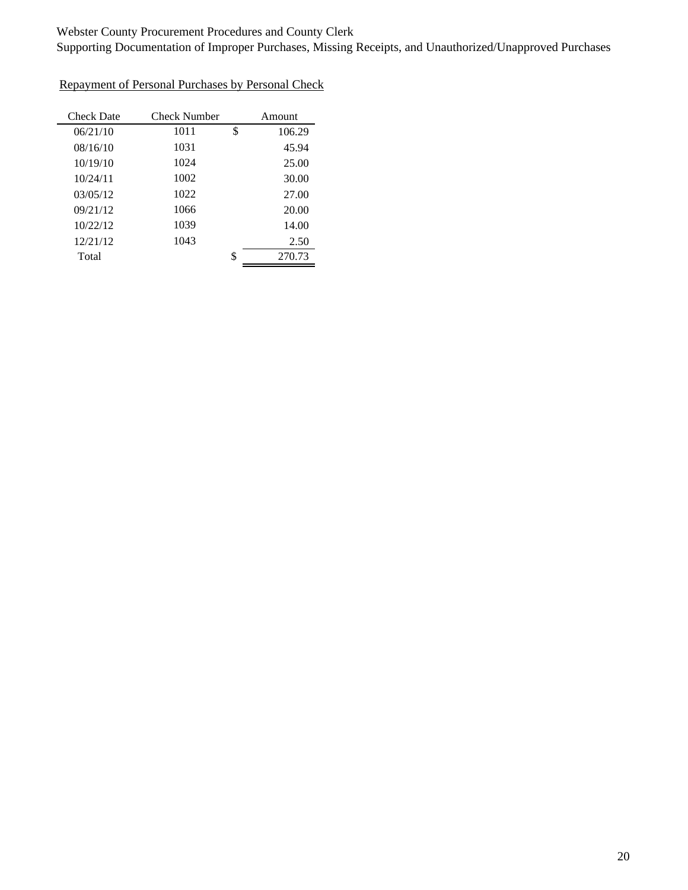Repayment of Personal Purchases by Personal Check

| Check Date | Check Number | Amount |
|---|---|---|
| 06/21/10 | 1011 | $ 106.29 |
| 08/16/10 | 1031 | 45.94 |
| 10/19/10 | 1024 | 25.00 |
| 10/24/11 | 1002 | 30.00 |
| 03/05/12 | 1022 | 27.00 |
| 09/21/12 | 1066 | 20.00 |
| 10/22/12 | 1039 | 14.00 |
| 12/21/12 | 1043 | 2.50 |
| Total | | $ 270.73 |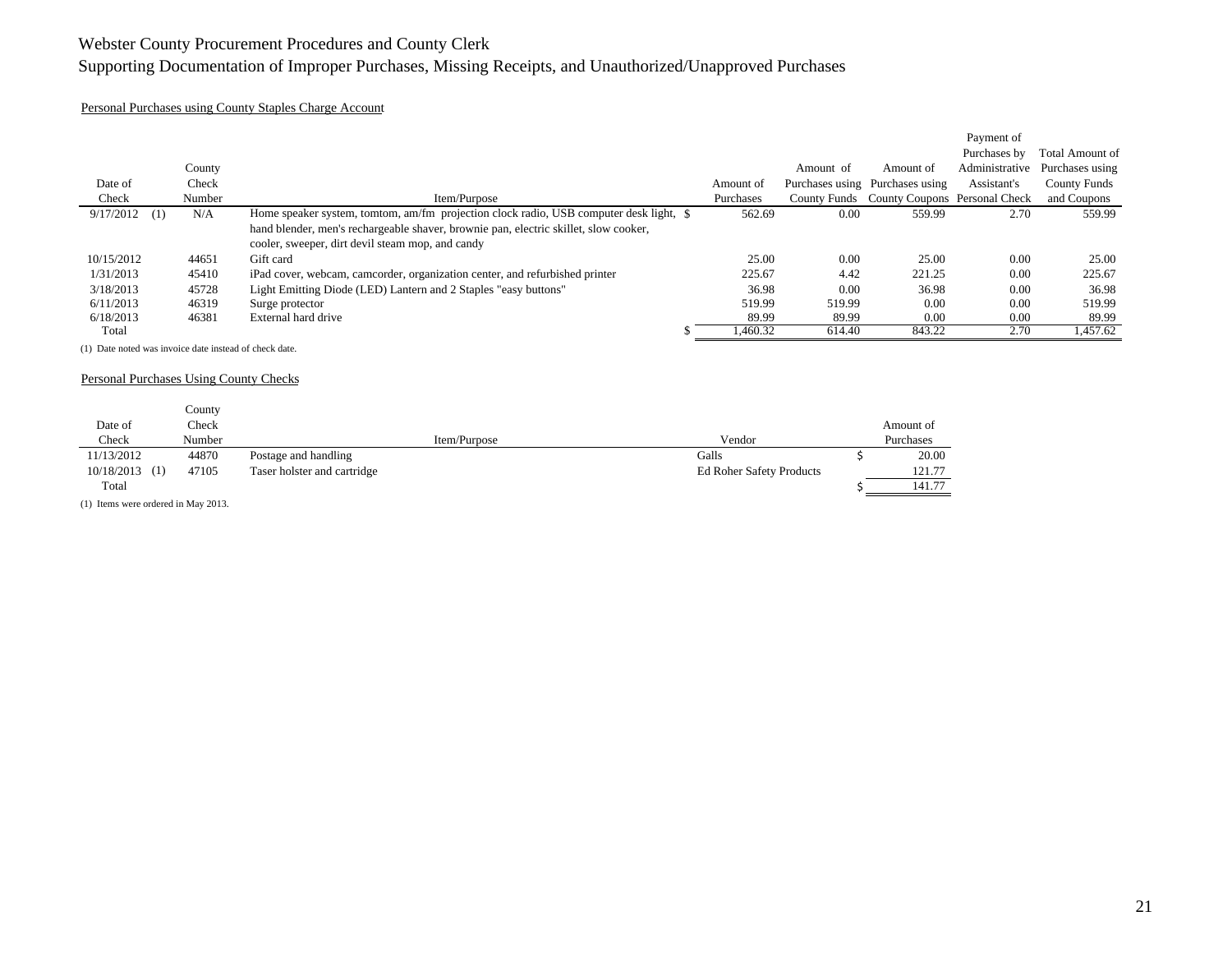# Webster County Procurement Procedures and County Clerk

## Supporting Documentation of Improper Purchases, Missing Receipts, and Unauthorized/Unapproved Purchases

### Personal Purchases using County Staples Charge Account

| Date of Check | County Check Number | Item/Purpose | Amount of Purchases | Amount of Purchases using County Funds | Amount of Purchases using County Coupons | Payment of Purchases by Administrative Assistant's Personal Check | Total Amount of Purchases using County Funds and Coupons |
|---|---|---|---|---|---|---|---|
| 9/17/2012 (1) | N/A | Home speaker system, tomtom, am/fm projection clock radio, USB computer desk light, hand blender, men's rechargeable shaver, brownie pan, electric skillet, slow cooker, cooler, sweeper, dirt devil steam mop, and candy | $ 562.69 | 0.00 | 559.99 | 2.70 | 559.99 |
| 10/15/2012 | 44651 | Gift card | 25.00 | 0.00 | 25.00 | 0.00 | 25.00 |
| 1/31/2013 | 45410 | iPad cover, webcam, camcorder, organization center, and refurbished printer | 225.67 | 4.42 | 221.25 | 0.00 | 225.67 |
| 3/18/2013 | 45728 | Light Emitting Diode (LED) Lantern and 2 Staples "easy buttons" | 36.98 | 0.00 | 36.98 | 0.00 | 36.98 |
| 6/11/2013 | 46319 | Surge protector | 519.99 | 519.99 | 0.00 | 0.00 | 519.99 |
| 6/18/2013 | 46381 | External hard drive | 89.99 | 89.99 | 0.00 | 0.00 | 89.99 |
| Total | | | $ 1,460.32 | 614.40 | 843.22 | 2.70 | 1,457.62 |

(1) Date noted was invoice date instead of check date.

### Personal Purchases Using County Checks

| Date of Check | County Check Number | Item/Purpose | Vendor | Amount of Purchases |
|---|---|---|---|---|
| 11/13/2012 | 44870 | Postage and handling | Galls | $ 20.00 |
| 10/18/2013 (1) | 47105 | Taser holster and cartridge | Ed Roher Safety Products | 121.77 |
| Total | | | | $ 141.77 |

(1) Items were ordered in May 2013.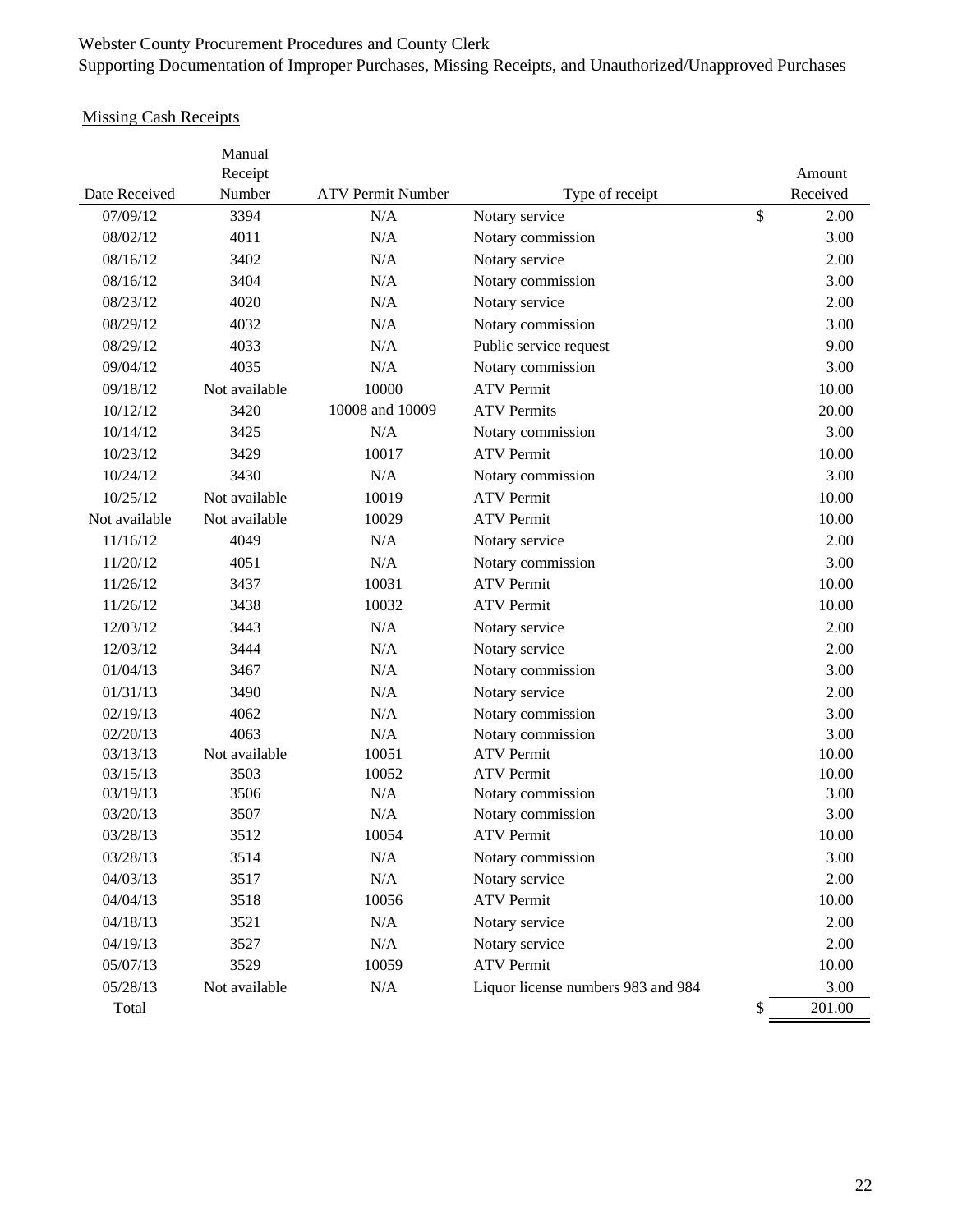Webster County Procurement Procedures and County Clerk
Supporting Documentation of Improper Purchases, Missing Receipts, and Unauthorized/Unapproved Purchases

Missing Cash Receipts

| Date Received | Manual Receipt Number | ATV Permit Number | Type of receipt | Amount Received |
|---|---|---|---|---|
| 07/09/12 | 3394 | N/A | Notary service | $ 2.00 |
| 08/02/12 | 4011 | N/A | Notary commission | 3.00 |
| 08/16/12 | 3402 | N/A | Notary service | 2.00 |
| 08/16/12 | 3404 | N/A | Notary commission | 3.00 |
| 08/23/12 | 4020 | N/A | Notary service | 2.00 |
| 08/29/12 | 4032 | N/A | Notary commission | 3.00 |
| 08/29/12 | 4033 | N/A | Public service request | 9.00 |
| 09/04/12 | 4035 | N/A | Notary commission | 3.00 |
| 09/18/12 | Not available | 10000 | ATV Permit | 10.00 |
| 10/12/12 | 3420 | 10008 and 10009 | ATV Permits | 20.00 |
| 10/14/12 | 3425 | N/A | Notary commission | 3.00 |
| 10/23/12 | 3429 | 10017 | ATV Permit | 10.00 |
| 10/24/12 | 3430 | N/A | Notary commission | 3.00 |
| 10/25/12 | Not available | 10019 | ATV Permit | 10.00 |
| Not available | Not available | 10029 | ATV Permit | 10.00 |
| 11/16/12 | 4049 | N/A | Notary service | 2.00 |
| 11/20/12 | 4051 | N/A | Notary commission | 3.00 |
| 11/26/12 | 3437 | 10031 | ATV Permit | 10.00 |
| 11/26/12 | 3438 | 10032 | ATV Permit | 10.00 |
| 12/03/12 | 3443 | N/A | Notary service | 2.00 |
| 12/03/12 | 3444 | N/A | Notary service | 2.00 |
| 01/04/13 | 3467 | N/A | Notary commission | 3.00 |
| 01/31/13 | 3490 | N/A | Notary service | 2.00 |
| 02/19/13 | 4062 | N/A | Notary commission | 3.00 |
| 02/20/13 | 4063 | N/A | Notary commission | 3.00 |
| 03/13/13 | Not available | 10051 | ATV Permit | 10.00 |
| 03/15/13 | 3503 | 10052 | ATV Permit | 10.00 |
| 03/19/13 | 3506 | N/A | Notary commission | 3.00 |
| 03/20/13 | 3507 | N/A | Notary commission | 3.00 |
| 03/28/13 | 3512 | 10054 | ATV Permit | 10.00 |
| 03/28/13 | 3514 | N/A | Notary commission | 3.00 |
| 04/03/13 | 3517 | N/A | Notary service | 2.00 |
| 04/04/13 | 3518 | 10056 | ATV Permit | 10.00 |
| 04/18/13 | 3521 | N/A | Notary service | 2.00 |
| 04/19/13 | 3527 | N/A | Notary service | 2.00 |
| 05/07/13 | 3529 | 10059 | ATV Permit | 10.00 |
| 05/28/13 | Not available | N/A | Liquor license numbers 983 and 984 | 3.00 |
| Total | | | | $ 201.00 |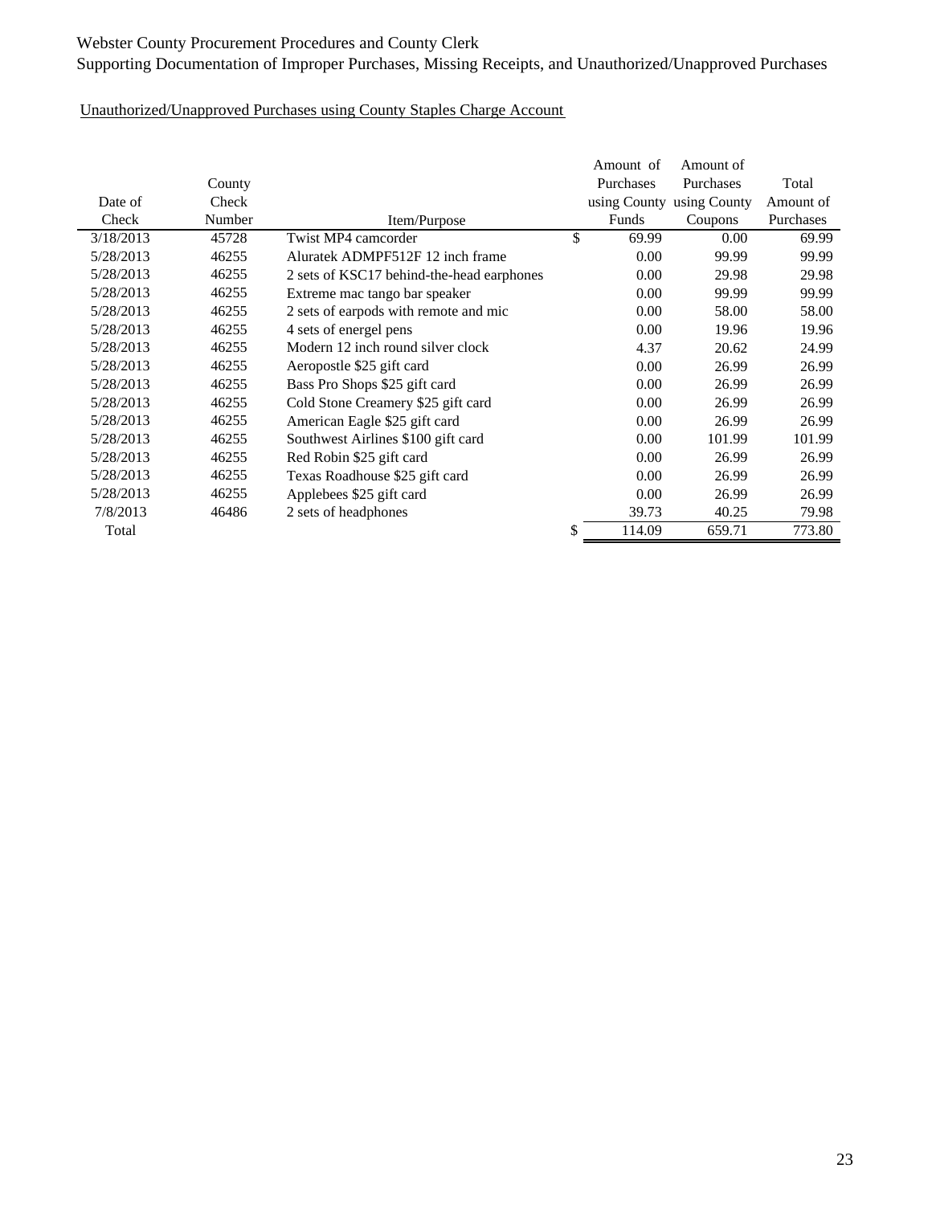Webster County Procurement Procedures and County Clerk
Supporting Documentation of Improper Purchases, Missing Receipts, and Unauthorized/Unapproved Purchases

Unauthorized/Unapproved Purchases using County Staples Charge Account

| Date of Check | County Check Number | Item/Purpose | Amount of Purchases using County Funds | Amount of Purchases using County Coupons | Total Amount of Purchases |
|---|---|---|---|---|---|
| 3/18/2013 | 45728 | Twist MP4 camcorder | $ 69.99 | 0.00 | 69.99 |
| 5/28/2013 | 46255 | Aluratek ADMPF512F 12 inch frame | 0.00 | 99.99 | 99.99 |
| 5/28/2013 | 46255 | 2 sets of KSC17 behind-the-head earphones | 0.00 | 29.98 | 29.98 |
| 5/28/2013 | 46255 | Extreme mac tango bar speaker | 0.00 | 99.99 | 99.99 |
| 5/28/2013 | 46255 | 2 sets of earpods with remote and mic | 0.00 | 58.00 | 58.00 |
| 5/28/2013 | 46255 | 4 sets of energel pens | 0.00 | 19.96 | 19.96 |
| 5/28/2013 | 46255 | Modern 12 inch round silver clock | 4.37 | 20.62 | 24.99 |
| 5/28/2013 | 46255 | Aeropostle $25 gift card | 0.00 | 26.99 | 26.99 |
| 5/28/2013 | 46255 | Bass Pro Shops $25 gift card | 0.00 | 26.99 | 26.99 |
| 5/28/2013 | 46255 | Cold Stone Creamery $25 gift card | 0.00 | 26.99 | 26.99 |
| 5/28/2013 | 46255 | American Eagle $25 gift card | 0.00 | 26.99 | 26.99 |
| 5/28/2013 | 46255 | Southwest Airlines $100 gift card | 0.00 | 101.99 | 101.99 |
| 5/28/2013 | 46255 | Red Robin $25 gift card | 0.00 | 26.99 | 26.99 |
| 5/28/2013 | 46255 | Texas Roadhouse $25 gift card | 0.00 | 26.99 | 26.99 |
| 5/28/2013 | 46255 | Applebees $25 gift card | 0.00 | 26.99 | 26.99 |
| 7/8/2013 | 46486 | 2 sets of headphones | 39.73 | 40.25 | 79.98 |
| Total | | | $ 114.09 | 659.71 | 773.80 |